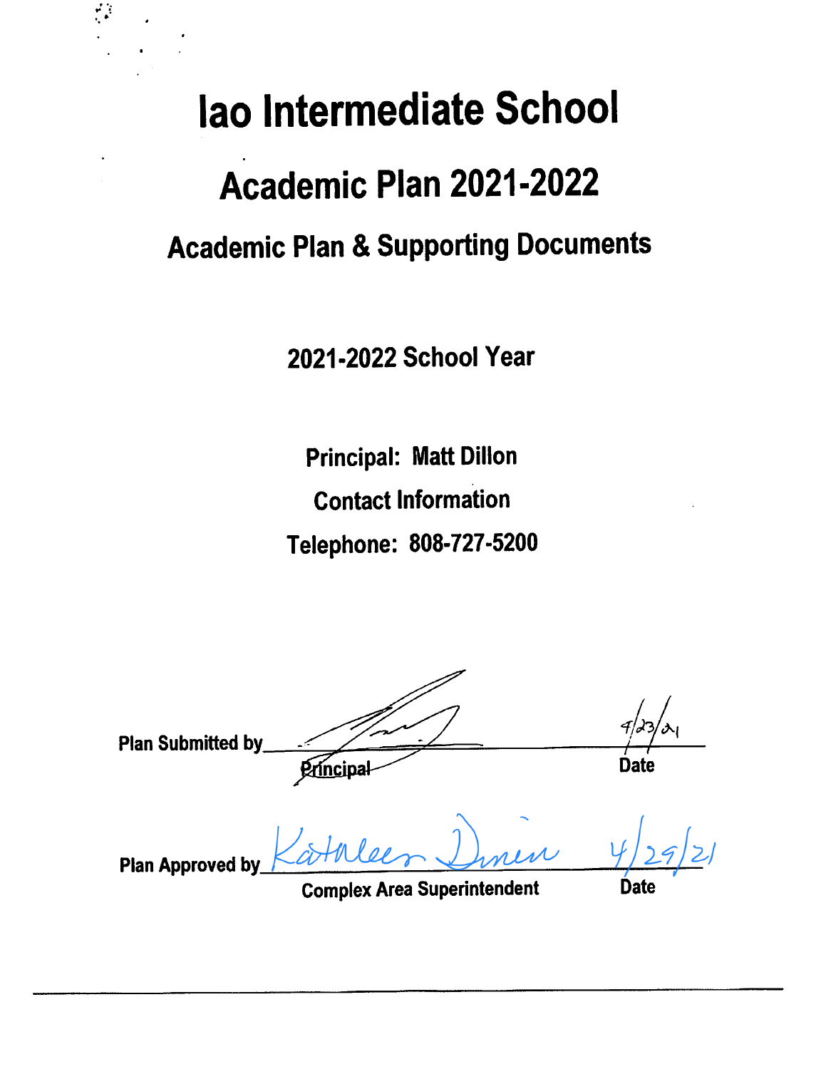# Iao Intermediate School

## Academic Plan 2021-2022

## Academic Plan & Supporting Documents

**2021-2022 School Year**

**Principal: Matt Dillon**

**Contact Information**

**Telephone: 808-727-5200**

Plan Submitted by ____________________ 4/23/21
Principal — Date

Plan Approved by Kathleen Dunn 4/29/21
Complex Area Superintendent — Date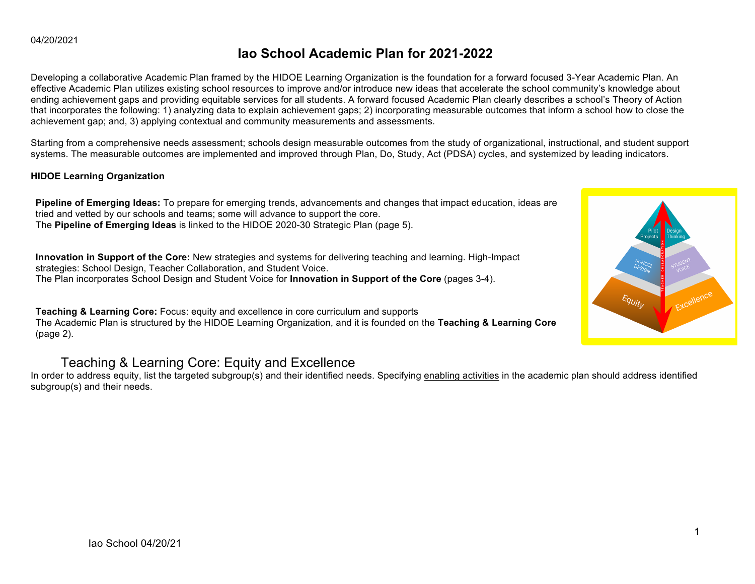04/20/2021

# Iao School Academic Plan for 2021-2022

Developing a collaborative Academic Plan framed by the HIDOE Learning Organization is the foundation for a forward focused 3-Year Academic Plan. An effective Academic Plan utilizes existing school resources to improve and/or introduce new ideas that accelerate the school community's knowledge about ending achievement gaps and providing equitable services for all students. A forward focused Academic Plan clearly describes a school's Theory of Action that incorporates the following: 1) analyzing data to explain achievement gaps; 2) incorporating measurable outcomes that inform a school how to close the achievement gap; and, 3) applying contextual and community measurements and assessments.

Starting from a comprehensive needs assessment; schools design measurable outcomes from the study of organizational, instructional, and student support systems. The measurable outcomes are implemented and improved through Plan, Do, Study, Act (PDSA) cycles, and systemized by leading indicators.

**HIDOE Learning Organization**

**Pipeline of Emerging Ideas:** To prepare for emerging trends, advancements and changes that impact education, ideas are tried and vetted by our schools and teams; some will advance to support the core.
The **Pipeline of Emerging Ideas** is linked to the HIDOE 2020-30 Strategic Plan (page 5).

**Innovation in Support of the Core:** New strategies and systems for delivering teaching and learning. High-Impact strategies: School Design, Teacher Collaboration, and Student Voice.
The Plan incorporates School Design and Student Voice for **Innovation in Support of the Core** (pages 3-4).

**Teaching & Learning Core:** Focus: equity and excellence in core curriculum and supports
The Academic Plan is structured by the HIDOE Learning Organization, and it is founded on the **Teaching & Learning Core** (page 2).

Pilot Projects | Design Thinking | School Design | Student Voice | Teacher Collaboration | Equity | Excellence

## Teaching & Learning Core: Equity and Excellence

In order to address equity, list the targeted subgroup(s) and their identified needs. Specifying enabling activities in the academic plan should address identified subgroup(s) and their needs.

Iao School 04/20/21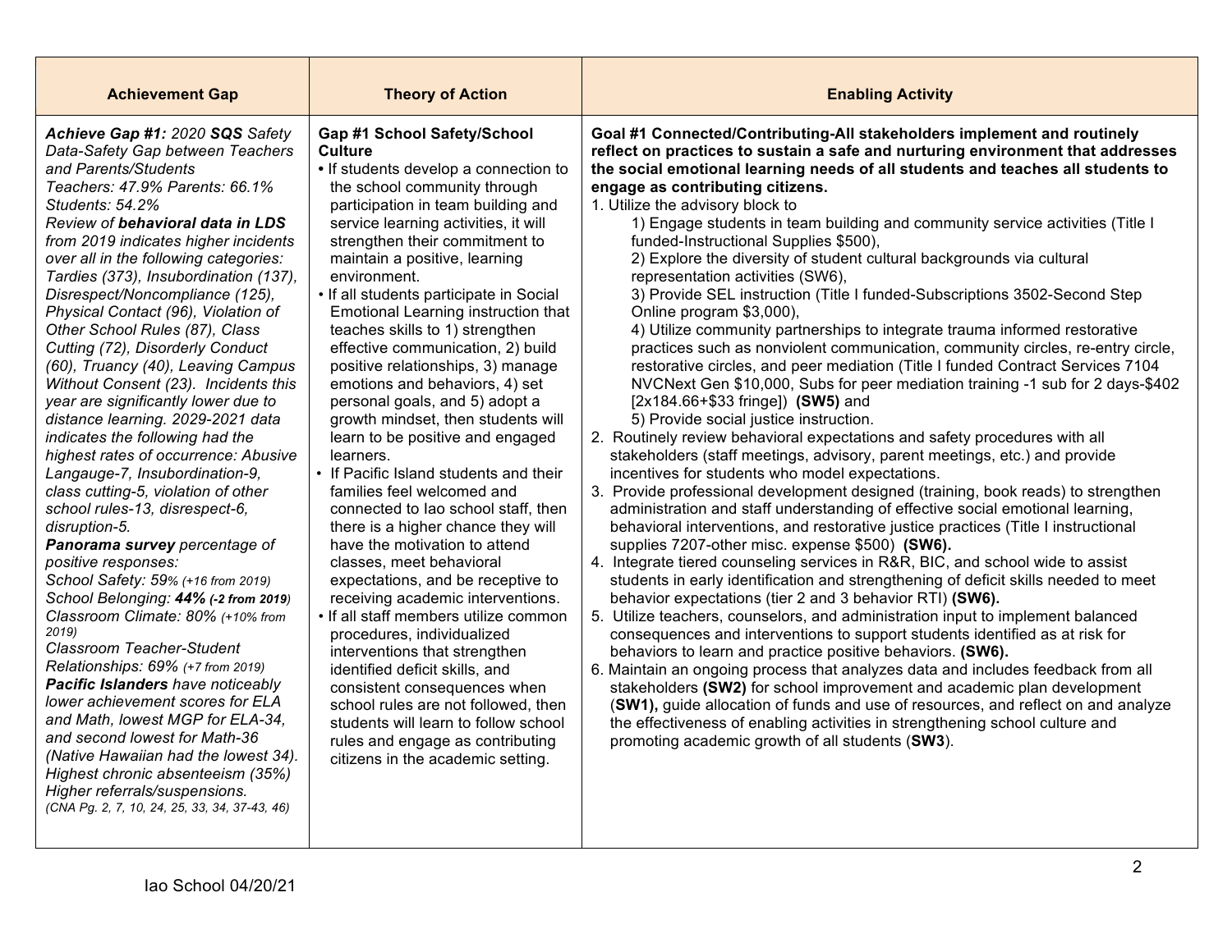| Achievement Gap | Theory of Action | Enabling Activity |
|---|---|---|
| ***Achieve Gap #1:*** *2020* ***SQS*** *Safety Data-Safety Gap between Teachers and Parents/Students* <br> *Teachers: 47.9% Parents: 66.1% Students: 54.2%* <br> *Review of* ***behavioral data in LDS*** *from 2019 indicates higher incidents over all in the following categories: Tardies (373), Insubordination (137), Disrespect/Noncompliance (125), Physical Contact (96), Violation of Other School Rules (87), Class Cutting (72), Disorderly Conduct (60), Truancy (40), Leaving Campus Without Consent (23). Incidents this year are significantly lower due to distance learning. 2029-2021 data indicates the following had the highest rates of occurrence: Abusive Langauge-7, Insubordination-9, class cutting-5, violation of other school rules-13, disrespect-6, disruption-5.* <br> ***Panorama survey*** *percentage of positive responses:* <br> *School Safety: 59% (+16 from 2019)* <br> *School Belonging:* ***44% (-2 from 2019)*** <br> *Classroom Climate: 80% (+10% from 2019)* <br> *Classroom Teacher-Student Relationships: 69% (+7 from 2019)* <br> ***Pacific Islanders*** *have noticeably lower achievement scores for ELA and Math, lowest MGP for ELA-34, and second lowest for Math-36 (Native Hawaiian had the lowest 34). Highest chronic absenteeism (35%) Higher referrals/suspensions.* <br> *(CNA Pg. 2, 7, 10, 24, 25, 33, 34, 37-43, 46)* | **Gap #1 School Safety/School Culture** <br> • If students develop a connection to the school community through participation in team building and service learning activities, it will strengthen their commitment to maintain a positive, learning environment. <br> • If all students participate in Social Emotional Learning instruction that teaches skills to 1) strengthen effective communication, 2) build positive relationships, 3) manage emotions and behaviors, 4) set personal goals, and 5) adopt a growth mindset, then students will learn to be positive and engaged learners. <br> • If Pacific Island students and their families feel welcomed and connected to Iao school staff, then there is a higher chance they will have the motivation to attend classes, meet behavioral expectations, and be receptive to receiving academic interventions. <br> • If all staff members utilize common procedures, individualized interventions that strengthen identified deficit skills, and consistent consequences when school rules are not followed, then students will learn to follow school rules and engage as contributing citizens in the academic setting. | **Goal #1 Connected/Contributing-All stakeholders implement and routinely reflect on practices to sustain a safe and nurturing environment that addresses the social emotional learning needs of all students and teaches all students to engage as contributing citizens.** <br> 1. Utilize the advisory block to <br> 1) Engage students in team building and community service activities (Title I funded-Instructional Supplies $500), <br> 2) Explore the diversity of student cultural backgrounds via cultural representation activities (SW6), <br> 3) Provide SEL instruction (Title I funded-Subscriptions 3502-Second Step Online program $3,000), <br> 4) Utilize community partnerships to integrate trauma informed restorative practices such as nonviolent communication, community circles, re-entry circle, restorative circles, and peer mediation (Title I funded Contract Services 7104 NVCNext Gen $10,000, Subs for peer mediation training -1 sub for 2 days-$402 [2x184.66+$33 fringe]) **(SW5)** and <br> 5) Provide social justice instruction. <br> 2. Routinely review behavioral expectations and safety procedures with all stakeholders (staff meetings, advisory, parent meetings, etc.) and provide incentives for students who model expectations. <br> 3. Provide professional development designed (training, book reads) to strengthen administration and staff understanding of effective social emotional learning, behavioral interventions, and restorative justice practices (Title I instructional supplies 7207-other misc. expense $500) **(SW6).** <br> 4. Integrate tiered counseling services in R&R, BIC, and school wide to assist students in early identification and strengthening of deficit skills needed to meet behavior expectations (tier 2 and 3 behavior RTI) **(SW6).** <br> 5. Utilize teachers, counselors, and administration input to implement balanced consequences and interventions to support students identified as at risk for behaviors to learn and practice positive behaviors. **(SW6).** <br> 6. Maintain an ongoing process that analyzes data and includes feedback from all stakeholders **(SW2)** for school improvement and academic plan development (**SW1**)**,** guide allocation of funds and use of resources, and reflect on and analyze the effectiveness of enabling activities in strengthening school culture and promoting academic growth of all students (**SW3**). |

Iao School 04/20/21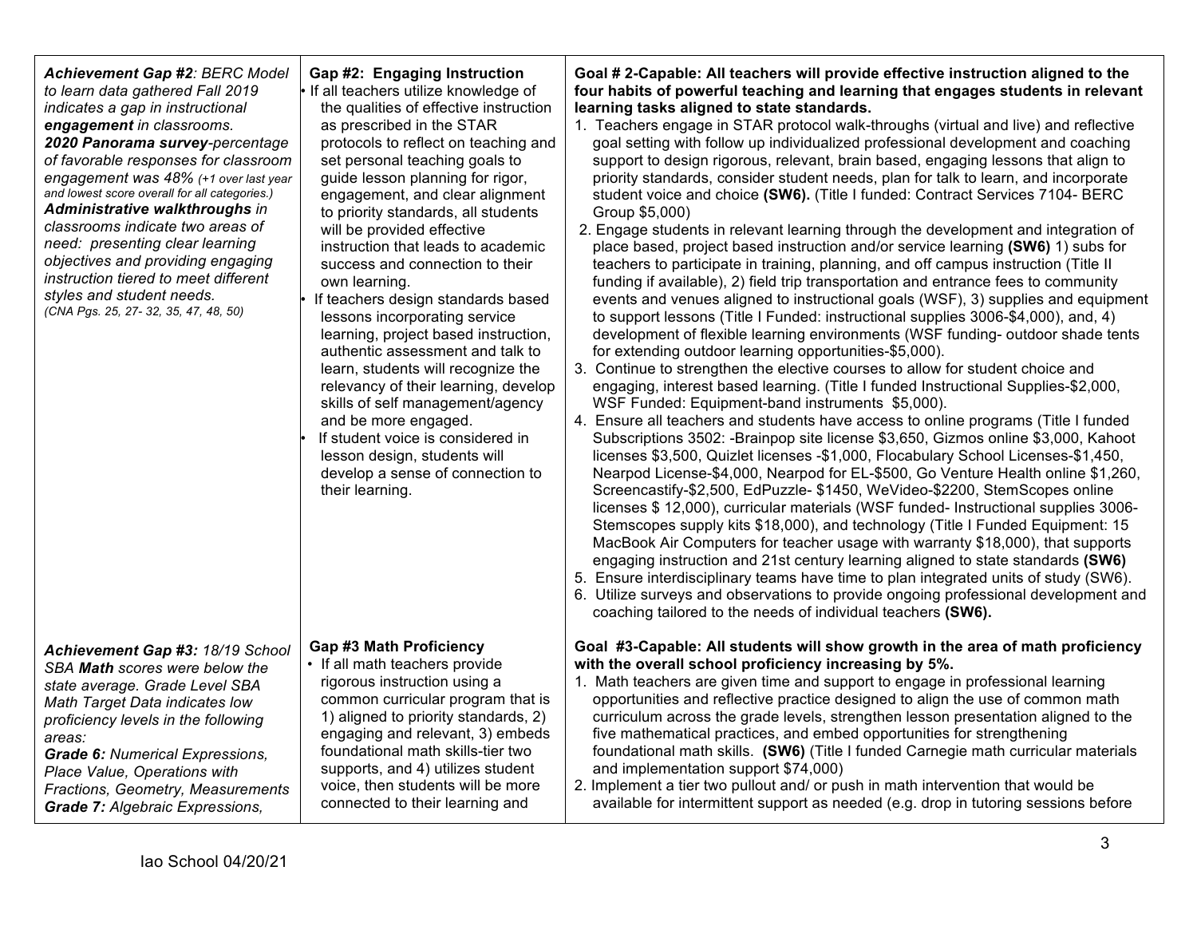| | | |
|---|---|---|
| ***Achievement Gap #2**: BERC Model to learn data gathered Fall 2019 indicates a gap in instructional **engagement** in classrooms.*<br>***2020 Panorama survey**-percentage of favorable responses for classroom engagement was 48% (+1 over last year and lowest score overall for all categories.)*<br>***Administrative walkthroughs** in classrooms indicate two areas of need: presenting clear learning objectives and providing engaging instruction tiered to meet different styles and student needs.*<br>*(CNA Pgs. 25, 27- 32, 35, 47, 48, 50)* | **Gap #2: Engaging Instruction**<br>• If all teachers utilize knowledge of the qualities of effective instruction as prescribed in the STAR protocols to reflect on teaching and set personal teaching goals to guide lesson planning for rigor, engagement, and clear alignment to priority standards, all students will be provided effective instruction that leads to academic success and connection to their own learning.<br>• If teachers design standards based lessons incorporating service learning, project based instruction, authentic assessment and talk to learn, students will recognize the relevancy of their learning, develop skills of self management/agency and be more engaged.<br>• If student voice is considered in lesson design, students will develop a sense of connection to their learning. | **Goal # 2-Capable: All teachers will provide effective instruction aligned to the four habits of powerful teaching and learning that engages students in relevant learning tasks aligned to state standards.**<br>1. Teachers engage in STAR protocol walk-throughs (virtual and live) and reflective goal setting with follow up individualized professional development and coaching support to design rigorous, relevant, brain based, engaging lessons that align to priority standards, consider student needs, plan for talk to learn, and incorporate student voice and choice **(SW6).** (Title I funded: Contract Services 7104- BERC Group $5,000)<br>2. Engage students in relevant learning through the development and integration of place based, project based instruction and/or service learning **(SW6)** 1) subs for teachers to participate in training, planning, and off campus instruction (Title II funding if available), 2) field trip transportation and entrance fees to community events and venues aligned to instructional goals (WSF), 3) supplies and equipment to support lessons (Title I Funded: instructional supplies 3006-$4,000), and, 4) development of flexible learning environments (WSF funding- outdoor shade tents for extending outdoor learning opportunities-$5,000).<br>3. Continue to strengthen the elective courses to allow for student choice and engaging, interest based learning. (Title I funded Instructional Supplies-$2,000, WSF Funded: Equipment-band instruments $5,000).<br>4. Ensure all teachers and students have access to online programs (Title I funded Subscriptions 3502: -Brainpop site license $3,650, Gizmos online $3,000, Kahoot licenses $3,500, Quizlet licenses -$1,000, Flocabulary School Licenses-$1,450, Nearpod License-$4,000, Nearpod for EL-$500, Go Venture Health online $1,260, Screencastify-$2,500, EdPuzzle- $1450, WeVideo-$2200, StemScopes online licenses $ 12,000), curricular materials (WSF funded- Instructional supplies 3006- Stemscopes supply kits $18,000), and technology (Title I Funded Equipment: 15 MacBook Air Computers for teacher usage with warranty $18,000), that supports engaging instruction and 21st century learning aligned to state standards **(SW6)**<br>5. Ensure interdisciplinary teams have time to plan integrated units of study (SW6).<br>6. Utilize surveys and observations to provide ongoing professional development and coaching tailored to the needs of individual teachers **(SW6).** |
| ***Achievement Gap #3:** 18/19 School SBA **Math** scores were below the state average. Grade Level SBA Math Target Data indicates low proficiency levels in the following areas:*<br>***Grade 6:** Numerical Expressions, Place Value, Operations with Fractions, Geometry, Measurements*<br>***Grade 7:** Algebraic Expressions,* | **Gap #3 Math Proficiency**<br>• If all math teachers provide rigorous instruction using a common curricular program that is 1) aligned to priority standards, 2) engaging and relevant, 3) embeds foundational math skills-tier two supports, and 4) utilizes student voice, then students will be more connected to their learning and | **Goal #3-Capable: All students will show growth in the area of math proficiency with the overall school proficiency increasing by 5%.**<br>1. Math teachers are given time and support to engage in professional learning opportunities and reflective practice designed to align the use of common math curriculum across the grade levels, strengthen lesson presentation aligned to the five mathematical practices, and embed opportunities for strengthening foundational math skills. **(SW6)** (Title I funded Carnegie math curricular materials and implementation support $74,000)<br>2. Implement a tier two pullout and/ or push in math intervention that would be available for intermittent support as needed (e.g. drop in tutoring sessions before |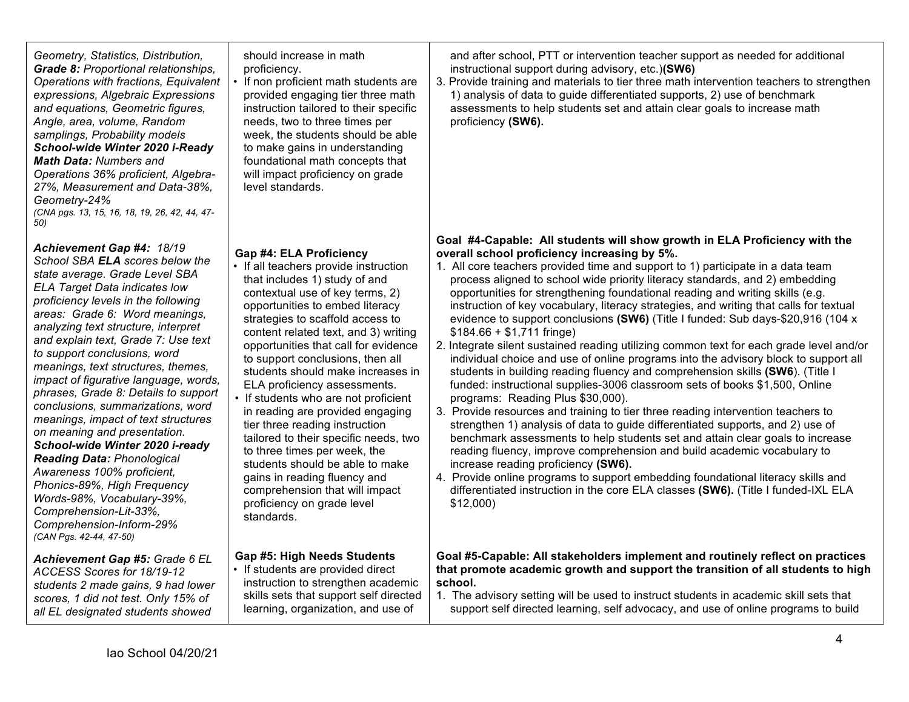| | | |
|---|---|---|
| *Geometry, Statistics, Distribution,* ***Grade 8:*** *Proportional relationships, Operations with fractions, Equivalent expressions, Algebraic Expressions and equations, Geometric figures, Angle, area, volume, Random samplings, Probability models* ***School-wide Winter 2020 i-Ready Math Data:*** *Numbers and Operations 36% proficient, Algebra-27%, Measurement and Data-38%, Geometry-24%* *(CNA pgs. 13, 15, 16, 18, 19, 26, 42, 44, 47-50)* | should increase in math proficiency.<br>• If non proficient math students are provided engaging tier three math instruction tailored to their specific needs, two to three times per week, the students should be able to make gains in understanding foundational math concepts that will impact proficiency on grade level standards. | and after school, PTT or intervention teacher support as needed for additional instructional support during advisory, etc.)**(SW6)**<br>3. Provide training and materials to tier three math intervention teachers to strengthen 1) analysis of data to guide differentiated supports, 2) use of benchmark assessments to help students set and attain clear goals to increase math proficiency **(SW6).** |
| ***Achievement Gap #4:*** *18/19 School SBA* ***ELA*** *scores below the state average. Grade Level SBA ELA Target Data indicates low proficiency levels in the following areas: Grade 6: Word meanings, analyzing text structure, interpret and explain text, Grade 7: Use text to support conclusions, word meanings, text structures, themes, impact of figurative language, words, phrases, Grade 8: Details to support conclusions, summarizations, word meanings, impact of text structures on meaning and presentation.* ***School-wide Winter 2020 i-ready Reading Data:*** *Phonological Awareness 100% proficient, Phonics-89%, High Frequency Words-98%, Vocabulary-39%, Comprehension-Lit-33%, Comprehension-Inform-29%* *(CAN Pgs. 42-44, 47-50)* | **Gap #4: ELA Proficiency**<br>• If all teachers provide instruction that includes 1) study of and contextual use of key terms, 2) opportunities to embed literacy strategies to scaffold access to content related text, and 3) writing opportunities that call for evidence to support conclusions, then all students should make increases in ELA proficiency assessments.<br>• If students who are not proficient in reading are provided engaging tier three reading instruction tailored to their specific needs, two to three times per week, the students should be able to make gains in reading fluency and comprehension that will impact proficiency on grade level standards. | **Goal #4-Capable: All students will show growth in ELA Proficiency with the overall school proficiency increasing by 5%.**<br>1. All core teachers provided time and support to 1) participate in a data team process aligned to school wide priority literacy standards, and 2) embedding opportunities for strengthening foundational reading and writing skills (e.g. instruction of key vocabulary, literacy strategies, and writing that calls for textual evidence to support conclusions **(SW6)** (Title I funded: Sub days-$20,916 (104 x $184.66 + $1,711 fringe)<br>2. Integrate silent sustained reading utilizing common text for each grade level and/or individual choice and use of online programs into the advisory block to support all students in building reading fluency and comprehension skills **(SW6**). (Title I funded: instructional supplies-3006 classroom sets of books $1,500, Online programs: Reading Plus $30,000).<br>3. Provide resources and training to tier three reading intervention teachers to strengthen 1) analysis of data to guide differentiated supports, and 2) use of benchmark assessments to help students set and attain clear goals to increase reading fluency, improve comprehension and build academic vocabulary to increase reading proficiency **(SW6).**<br>4. Provide online programs to support embedding foundational literacy skills and differentiated instruction in the core ELA classes **(SW6).** (Title I funded-IXL ELA $12,000) |
| ***Achievement Gap #5:*** *Grade 6 EL ACCESS Scores for 18/19-12 students 2 made gains, 9 had lower scores, 1 did not test. Only 15% of all EL designated students showed* | **Gap #5: High Needs Students**<br>• If students are provided direct instruction to strengthen academic skills sets that support self directed learning, organization, and use of | **Goal #5-Capable: All stakeholders implement and routinely reflect on practices that promote academic growth and support the transition of all students to high school.**<br>1. The advisory setting will be used to instruct students in academic skill sets that support self directed learning, self advocacy, and use of online programs to build |

Iao School 04/20/21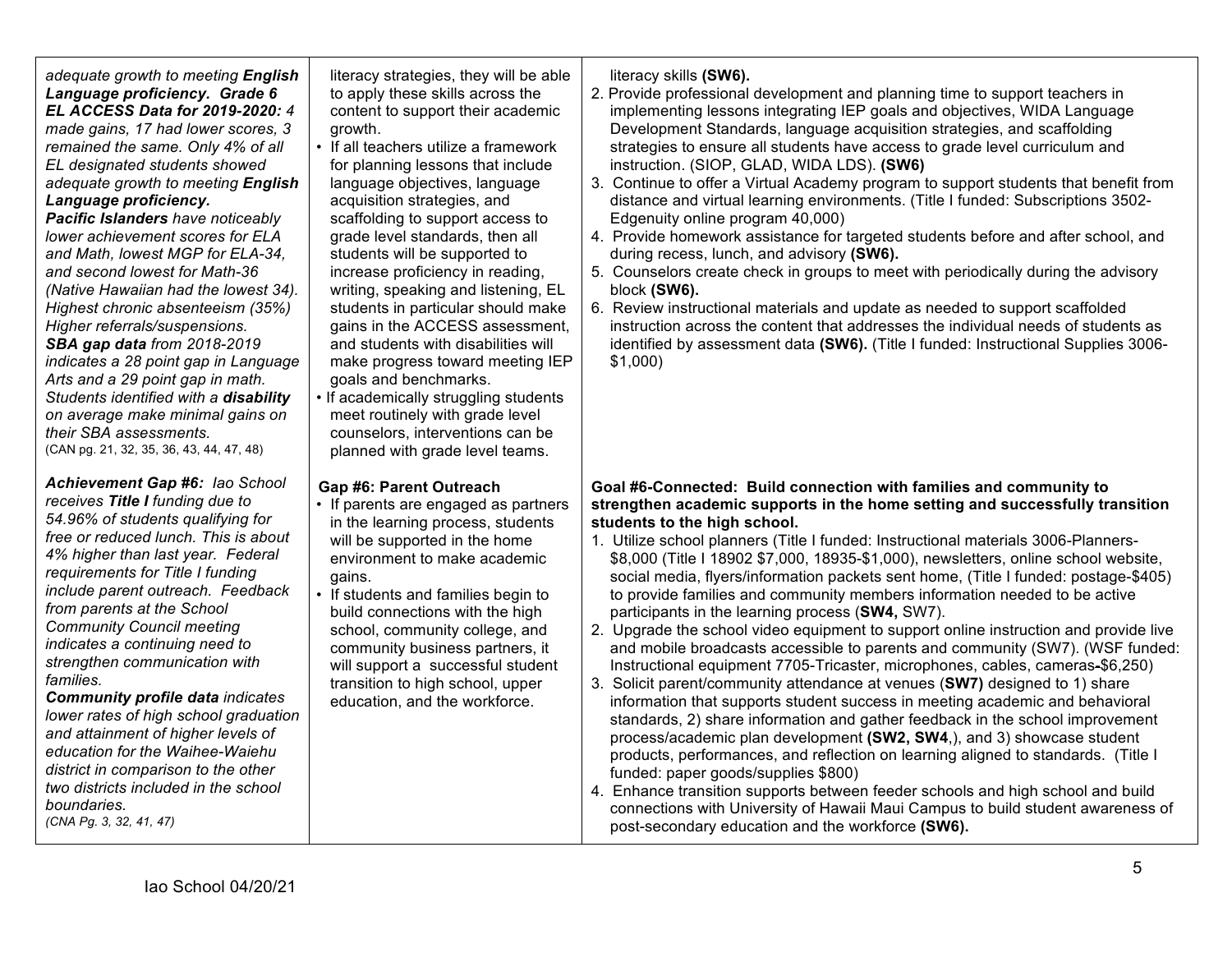| | | |
|---|---|---|
| *adequate growth to meeting **English Language proficiency. Grade 6 EL ACCESS Data for 2019-2020:** 4 made gains, 17 had lower scores, 3 remained the same. Only 4% of all EL designated students showed adequate growth to meeting **English Language proficiency.***<br>***Pacific Islanders** have noticeably lower achievement scores for ELA and Math, lowest MGP for ELA-34, and second lowest for Math-36 (Native Hawaiian had the lowest 34). Highest chronic absenteeism (35%) Higher referrals/suspensions.*<br>***SBA gap data** from 2018-2019 indicates a 28 point gap in Language Arts and a 29 point gap in math. Students identified with a **disability** on average make minimal gains on their SBA assessments.*<br>(CAN pg. 21, 32, 35, 36, 43, 44, 47, 48) | literacy strategies, they will be able to apply these skills across the content to support their academic growth.<br>• If all teachers utilize a framework for planning lessons that include language objectives, language acquisition strategies, and scaffolding to support access to grade level standards, then all students will be supported to increase proficiency in reading, writing, speaking and listening, EL students in particular should make gains in the ACCESS assessment, and students with disabilities will make progress toward meeting IEP goals and benchmarks.<br>• If academically struggling students meet routinely with grade level counselors, interventions can be planned with grade level teams. | literacy skills **(SW6).**<br>2. Provide professional development and planning time to support teachers in implementing lessons integrating IEP goals and objectives, WIDA Language Development Standards, language acquisition strategies, and scaffolding strategies to ensure all students have access to grade level curriculum and instruction. (SIOP, GLAD, WIDA LDS). **(SW6)**<br>3. Continue to offer a Virtual Academy program to support students that benefit from distance and virtual learning environments. (Title I funded: Subscriptions 3502-Edgenuity online program 40,000)<br>4. Provide homework assistance for targeted students before and after school, and during recess, lunch, and advisory **(SW6).**<br>5. Counselors create check in groups to meet with periodically during the advisory block **(SW6).**<br>6. Review instructional materials and update as needed to support scaffolded instruction across the content that addresses the individual needs of students as identified by assessment data **(SW6).** (Title I funded: Instructional Supplies 3006-$1,000) |
| ***Achievement Gap #6:** Iao School receives **Title I** funding due to 54.96% of students qualifying for free or reduced lunch. This is about 4% higher than last year. Federal requirements for Title I funding include parent outreach. Feedback from parents at the School Community Council meeting indicates a continuing need to strengthen communication with families.*<br>***Community profile data** indicates lower rates of high school graduation and attainment of higher levels of education for the Waihee-Waiehu district in comparison to the other two districts included in the school boundaries.*<br>*(CNA Pg. 3, 32, 41, 47)* | **Gap #6: Parent Outreach**<br>• If parents are engaged as partners in the learning process, students will be supported in the home environment to make academic gains.<br>• If students and families begin to build connections with the high school, community college, and community business partners, it will support a successful student transition to high school, upper education, and the workforce. | **Goal #6-Connected: Build connection with families and community to strengthen academic supports in the home setting and successfully transition students to the high school.**<br>1. Utilize school planners (Title I funded: Instructional materials 3006-Planners-$8,000 (Title I 18902 $7,000, 18935-$1,000), newsletters, online school website, social media, flyers/information packets sent home, (Title I funded: postage-$405) to provide families and community members information needed to be active participants in the learning process (**SW4,** SW7).<br>2. Upgrade the school video equipment to support online instruction and provide live and mobile broadcasts accessible to parents and community (SW7). (WSF funded: Instructional equipment 7705-Tricaster, microphones, cables, cameras-$6,250)<br>3. Solicit parent/community attendance at venues (**SW7)** designed to 1) share information that supports student success in meeting academic and behavioral standards, 2) share information and gather feedback in the school improvement process/academic plan development **(SW2, SW4**,), and 3) showcase student products, performances, and reflection on learning aligned to standards. (Title I funded: paper goods/supplies $800)<br>4. Enhance transition supports between feeder schools and high school and build connections with University of Hawaii Maui Campus to build student awareness of post-secondary education and the workforce **(SW6).** |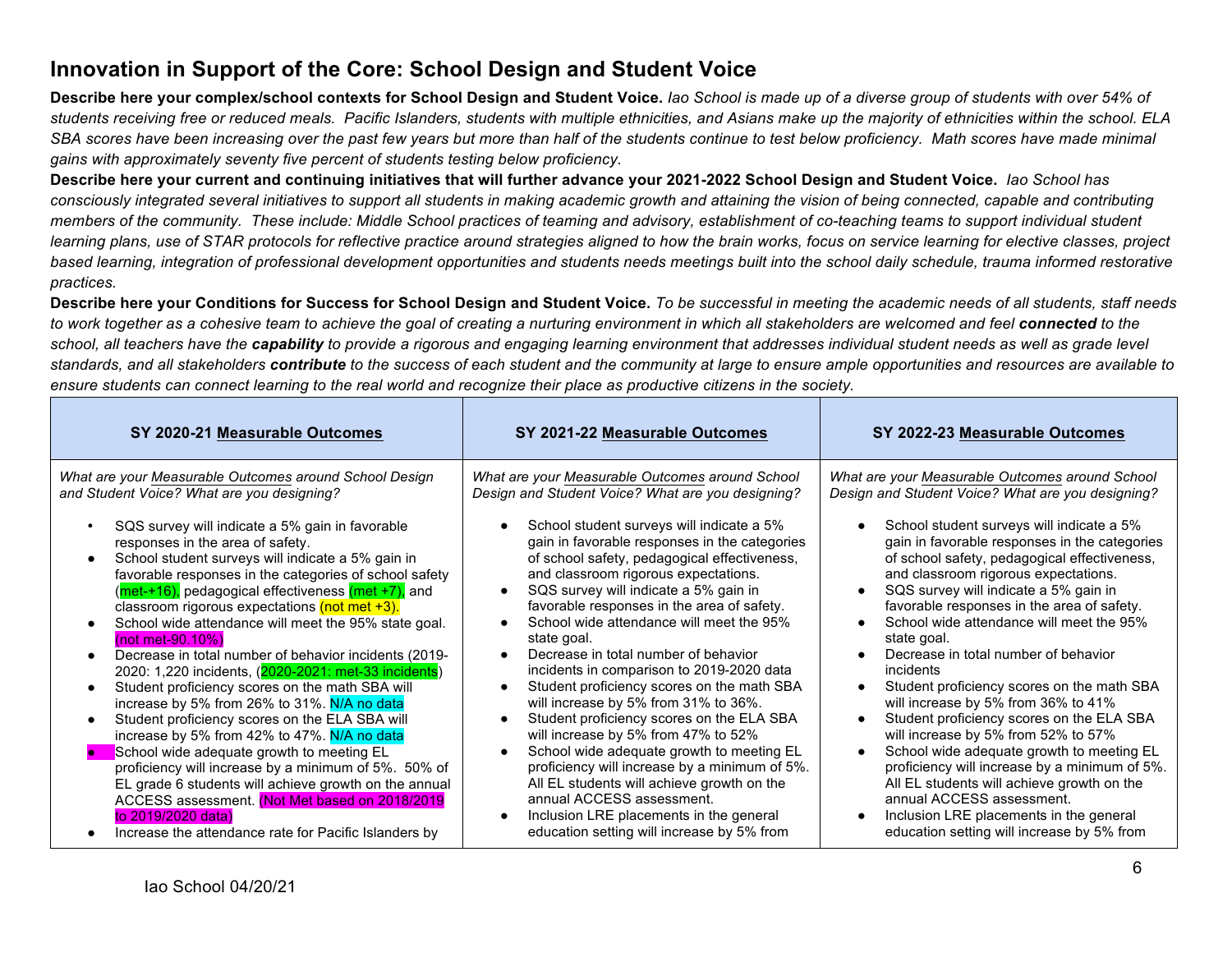## Innovation in Support of the Core: School Design and Student Voice

**Describe here your complex/school contexts for School Design and Student Voice.** *Iao School is made up of a diverse group of students with over 54% of students receiving free or reduced meals. Pacific Islanders, students with multiple ethnicities, and Asians make up the majority of ethnicities within the school. ELA SBA scores have been increasing over the past few years but more than half of the students continue to test below proficiency. Math scores have made minimal gains with approximately seventy five percent of students testing below proficiency.*

**Describe here your current and continuing initiatives that will further advance your 2021-2022 School Design and Student Voice.** *Iao School has consciously integrated several initiatives to support all students in making academic growth and attaining the vision of being connected, capable and contributing members of the community. These include: Middle School practices of teaming and advisory, establishment of co-teaching teams to support individual student learning plans, use of STAR protocols for reflective practice around strategies aligned to how the brain works, focus on service learning for elective classes, project based learning, integration of professional development opportunities and students needs meetings built into the school daily schedule, trauma informed restorative practices.*

**Describe here your Conditions for Success for School Design and Student Voice.** *To be successful in meeting the academic needs of all students, staff needs to work together as a cohesive team to achieve the goal of creating a nurturing environment in which all stakeholders are welcomed and feel **connected** to the school, all teachers have the **capability** to provide a rigorous and engaging learning environment that addresses individual student needs as well as grade level standards, and all stakeholders **contribute** to the success of each student and the community at large to ensure ample opportunities and resources are available to ensure students can connect learning to the real world and recognize their place as productive citizens in the society.*

| SY 2020-21 Measurable Outcomes | SY 2021-22 Measurable Outcomes | SY 2022-23 Measurable Outcomes |
|---|---|---|
| *What are your Measurable Outcomes around School Design and Student Voice? What are you designing?*<br><br>• SQS survey will indicate a 5% gain in favorable responses in the area of safety.<br>• School student surveys will indicate a 5% gain in favorable responses in the categories of school safety (met-+16), pedagogical effectiveness (met +7), and classroom rigorous expectations (not met +3).<br>• School wide attendance will meet the 95% state goal. (not met-90.10%)<br>• Decrease in total number of behavior incidents (2019-2020: 1,220 incidents, (2020-2021: met-33 incidents)<br>• Student proficiency scores on the math SBA will increase by 5% from 26% to 31%. N/A no data<br>• Student proficiency scores on the ELA SBA will increase by 5% from 42% to 47%. N/A no data<br>• School wide adequate growth to meeting EL proficiency will increase by a minimum of 5%. 50% of EL grade 6 students will achieve growth on the annual ACCESS assessment. (Not Met based on 2018/2019 to 2019/2020 data)<br>• Increase the attendance rate for Pacific Islanders by | *What are your Measurable Outcomes around School Design and Student Voice? What are you designing?*<br><br>• School student surveys will indicate a 5% gain in favorable responses in the categories of school safety, pedagogical effectiveness, and classroom rigorous expectations.<br>• SQS survey will indicate a 5% gain in favorable responses in the area of safety.<br>• School wide attendance will meet the 95% state goal.<br>• Decrease in total number of behavior incidents in comparison to 2019-2020 data<br>• Student proficiency scores on the math SBA will increase by 5% from 31% to 36%.<br>• Student proficiency scores on the ELA SBA will increase by 5% from 47% to 52%<br>• School wide adequate growth to meeting EL proficiency will increase by a minimum of 5%. All EL students will achieve growth on the annual ACCESS assessment.<br>• Inclusion LRE placements in the general education setting will increase by 5% from | *What are your Measurable Outcomes around School Design and Student Voice? What are you designing?*<br><br>• School student surveys will indicate a 5% gain in favorable responses in the categories of school safety, pedagogical effectiveness, and classroom rigorous expectations.<br>• SQS survey will indicate a 5% gain in favorable responses in the area of safety.<br>• School wide attendance will meet the 95% state goal.<br>• Decrease in total number of behavior incidents<br>• Student proficiency scores on the math SBA will increase by 5% from 36% to 41%<br>• Student proficiency scores on the ELA SBA will increase by 5% from 52% to 57%<br>• School wide adequate growth to meeting EL proficiency will increase by a minimum of 5%. All EL students will achieve growth on the annual ACCESS assessment.<br>• Inclusion LRE placements in the general education setting will increase by 5% from |

Iao School 04/20/21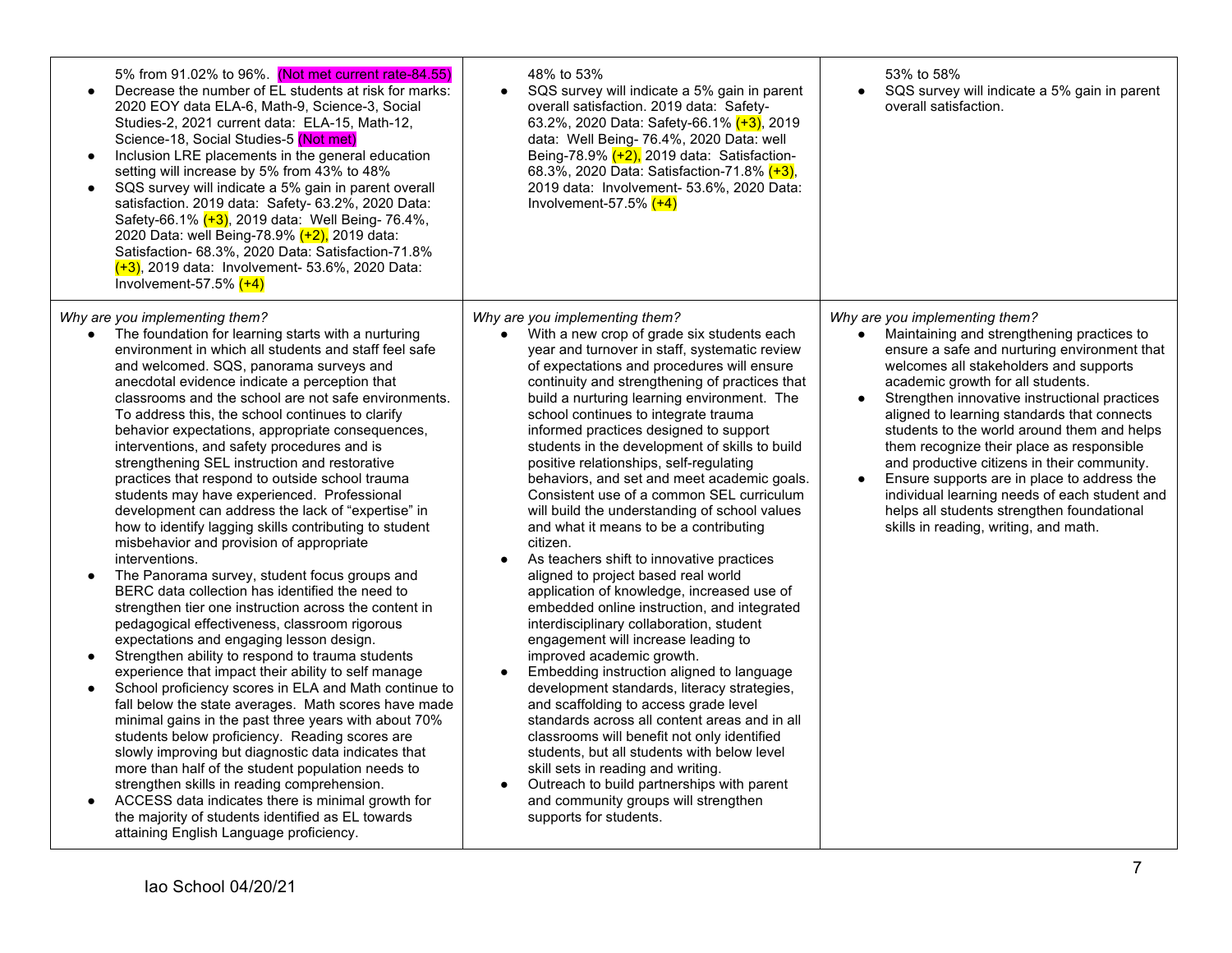| | | |
|---|---|---|
| 5% from 91.02% to 96%. (Not met current rate-84.55)<br>• Decrease the number of EL students at risk for marks: 2020 EOY data ELA-6, Math-9, Science-3, Social Studies-2, 2021 current data: ELA-15, Math-12, Science-18, Social Studies-5 (Not met)<br>• Inclusion LRE placements in the general education setting will increase by 5% from 43% to 48%<br>• SQS survey will indicate a 5% gain in parent overall satisfaction. 2019 data: Safety- 63.2%, 2020 Data: Safety-66.1% (+3), 2019 data: Well Being- 76.4%, 2020 Data: well Being-78.9% (+2), 2019 data: Satisfaction- 68.3%, 2020 Data: Satisfaction-71.8% (+3), 2019 data: Involvement- 53.6%, 2020 Data: Involvement-57.5% (+4) | 48% to 53%<br>• SQS survey will indicate a 5% gain in parent overall satisfaction. 2019 data: Safety- 63.2%, 2020 Data: Safety-66.1% (+3), 2019 data: Well Being- 76.4%, 2020 Data: well Being-78.9% (+2), 2019 data: Satisfaction- 68.3%, 2020 Data: Satisfaction-71.8% (+3), 2019 data: Involvement- 53.6%, 2020 Data: Involvement-57.5% (+4) | 53% to 58%<br>• SQS survey will indicate a 5% gain in parent overall satisfaction. |
| *Why are you implementing them?*<br>• The foundation for learning starts with a nurturing environment in which all students and staff feel safe and welcomed. SQS, panorama surveys and anecdotal evidence indicate a perception that classrooms and the school are not safe environments. To address this, the school continues to clarify behavior expectations, appropriate consequences, interventions, and safety procedures and is strengthening SEL instruction and restorative practices that respond to outside school trauma students may have experienced. Professional development can address the lack of "expertise" in how to identify lagging skills contributing to student misbehavior and provision of appropriate interventions.<br>• The Panorama survey, student focus groups and BERC data collection has identified the need to strengthen tier one instruction across the content in pedagogical effectiveness, classroom rigorous expectations and engaging lesson design.<br>• Strengthen ability to respond to trauma students experience that impact their ability to self manage<br>• School proficiency scores in ELA and Math continue to fall below the state averages. Math scores have made minimal gains in the past three years with about 70% students below proficiency. Reading scores are slowly improving but diagnostic data indicates that more than half of the student population needs to strengthen skills in reading comprehension.<br>• ACCESS data indicates there is minimal growth for the majority of students identified as EL towards attaining English Language proficiency. | *Why are you implementing them?*<br>• With a new crop of grade six students each year and turnover in staff, systematic review of expectations and procedures will ensure continuity and strengthening of practices that build a nurturing learning environment. The school continues to integrate trauma informed practices designed to support students in the development of skills to build positive relationships, self-regulating behaviors, and set and meet academic goals. Consistent use of a common SEL curriculum will build the understanding of school values and what it means to be a contributing citizen.<br>• As teachers shift to innovative practices aligned to project based real world application of knowledge, increased use of embedded online instruction, and integrated interdisciplinary collaboration, student engagement will increase leading to improved academic growth.<br>• Embedding instruction aligned to language development standards, literacy strategies, and scaffolding to access grade level standards across all content areas and in all classrooms will benefit not only identified students, but all students with below level skill sets in reading and writing.<br>• Outreach to build partnerships with parent and community groups will strengthen supports for students. | *Why are you implementing them?*<br>• Maintaining and strengthening practices to ensure a safe and nurturing environment that welcomes all stakeholders and supports academic growth for all students.<br>• Strengthen innovative instructional practices aligned to learning standards that connects students to the world around them and helps them recognize their place as responsible and productive citizens in their community.<br>• Ensure supports are in place to address the individual learning needs of each student and helps all students strengthen foundational skills in reading, writing, and math. |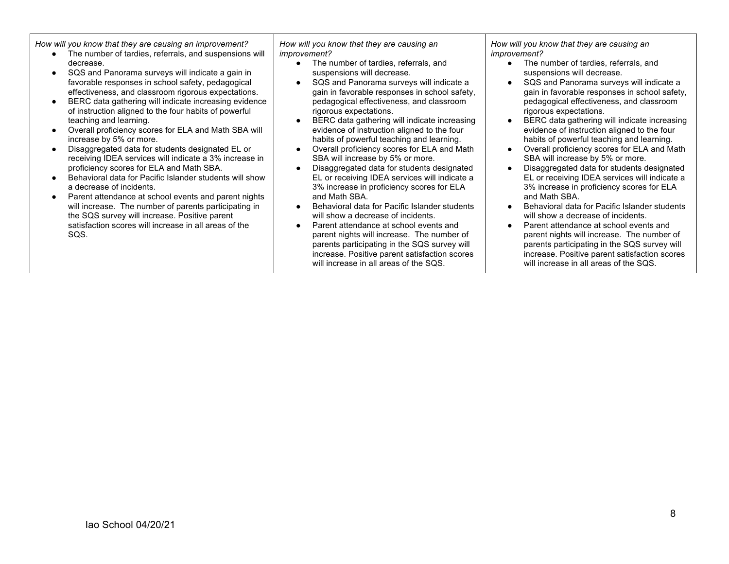| *How will you know that they are causing an improvement?*<br>• The number of tardies, referrals, and suspensions will decrease.<br>• SQS and Panorama surveys will indicate a gain in favorable responses in school safety, pedagogical effectiveness, and classroom rigorous expectations.<br>• BERC data gathering will indicate increasing evidence of instruction aligned to the four habits of powerful teaching and learning.<br>• Overall proficiency scores for ELA and Math SBA will increase by 5% or more.<br>• Disaggregated data for students designated EL or receiving IDEA services will indicate a 3% increase in proficiency scores for ELA and Math SBA.<br>• Behavioral data for Pacific Islander students will show a decrease of incidents.<br>• Parent attendance at school events and parent nights will increase. The number of parents participating in the SQS survey will increase. Positive parent satisfaction scores will increase in all areas of the SQS. | *How will you know that they are causing an improvement?*<br>• The number of tardies, referrals, and suspensions will decrease.<br>• SQS and Panorama surveys will indicate a gain in favorable responses in school safety, pedagogical effectiveness, and classroom rigorous expectations.<br>• BERC data gathering will indicate increasing evidence of instruction aligned to the four habits of powerful teaching and learning.<br>• Overall proficiency scores for ELA and Math SBA will increase by 5% or more.<br>• Disaggregated data for students designated EL or receiving IDEA services will indicate a 3% increase in proficiency scores for ELA and Math SBA.<br>• Behavioral data for Pacific Islander students will show a decrease of incidents.<br>• Parent attendance at school events and parent nights will increase. The number of parents participating in the SQS survey will increase. Positive parent satisfaction scores will increase in all areas of the SQS. | *How will you know that they are causing an improvement?*<br>• The number of tardies, referrals, and suspensions will decrease.<br>• SQS and Panorama surveys will indicate a gain in favorable responses in school safety, pedagogical effectiveness, and classroom rigorous expectations.<br>• BERC data gathering will indicate increasing evidence of instruction aligned to the four habits of powerful teaching and learning.<br>• Overall proficiency scores for ELA and Math SBA will increase by 5% or more.<br>• Disaggregated data for students designated EL or receiving IDEA services will indicate a 3% increase in proficiency scores for ELA and Math SBA.<br>• Behavioral data for Pacific Islander students will show a decrease of incidents.<br>• Parent attendance at school events and parent nights will increase. The number of parents participating in the SQS survey will increase. Positive parent satisfaction scores will increase in all areas of the SQS. |
|---|---|---|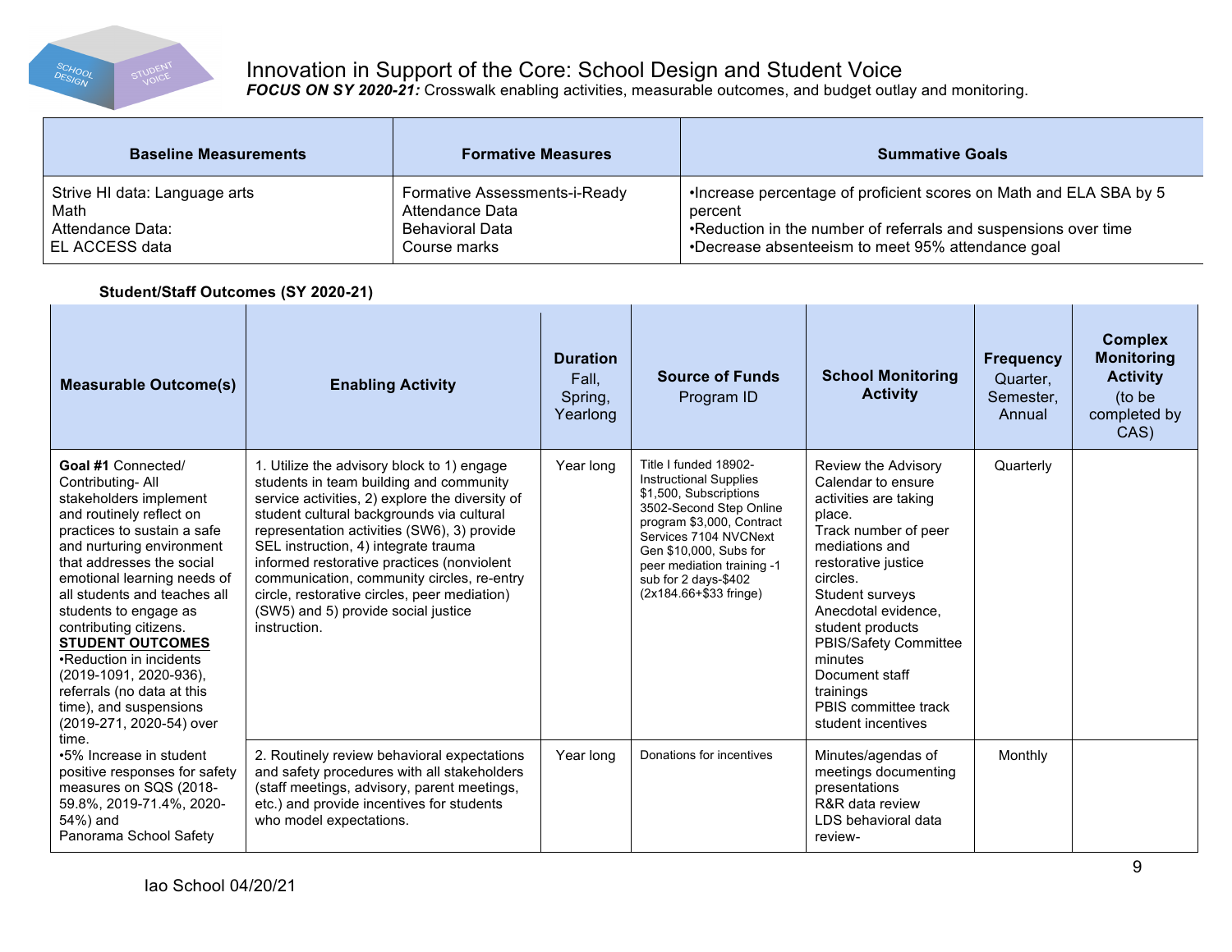# Innovation in Support of the Core: School Design and Student Voice

***FOCUS ON SY 2020-21:*** Crosswalk enabling activities, measurable outcomes, and budget outlay and monitoring.

| Baseline Measurements | Formative Measures | Summative Goals |
|---|---|---|
| Strive HI data: Language arts<br>Math<br>Attendance Data:<br>EL ACCESS data | Formative Assessments-i-Ready<br>Attendance Data<br>Behavioral Data<br>Course marks | •Increase percentage of proficient scores on Math and ELA SBA by 5 percent<br>•Reduction in the number of referrals and suspensions over time<br>•Decrease absenteeism to meet 95% attendance goal |

**Student/Staff Outcomes (SY 2020-21)**

| Measurable Outcome(s) | Enabling Activity | Duration Fall, Spring, Yearlong | Source of Funds Program ID | School Monitoring Activity | Frequency Quarter, Semester, Annual | Complex Monitoring Activity (to be completed by CAS) |
|---|---|---|---|---|---|---|
| **Goal #1** Connected/ Contributing- All stakeholders implement and routinely reflect on practices to sustain a safe and nurturing environment that addresses the social emotional learning needs of all students and teaches all students to engage as contributing citizens.<br>**STUDENT OUTCOMES**<br>•Reduction in incidents (2019-1091, 2020-936), referrals (no data at this time), and suspensions (2019-271, 2020-54) over time.<br>•5% Increase in student positive responses for safety measures on SQS (2018-59.8%, 2019-71.4%, 2020-54%) and Panorama School Safety | 1. Utilize the advisory block to 1) engage students in team building and community service activities, 2) explore the diversity of student cultural backgrounds via cultural representation activities (SW6), 3) provide SEL instruction, 4) integrate trauma informed restorative practices (nonviolent communication, community circles, re-entry circle, restorative circles, peer mediation) (SW5) and 5) provide social justice instruction. | Year long | Title I funded 18902-Instructional Supplies $1,500, Subscriptions 3502-Second Step Online program $3,000, Contract Services 7104 NVCNext Gen $10,000, Subs for peer mediation training -1 sub for 2 days-$402 (2x184.66+$33 fringe) | Review the Advisory Calendar to ensure activities are taking place.<br>Track number of peer mediations and restorative justice circles.<br>Student surveys<br>Anecdotal evidence, student products<br>PBIS/Safety Committee minutes<br>Document staff trainings<br>PBIS committee track student incentives | Quarterly | |
| | 2. Routinely review behavioral expectations and safety procedures with all stakeholders (staff meetings, advisory, parent meetings, etc.) and provide incentives for students who model expectations. | Year long | Donations for incentives | Minutes/agendas of meetings documenting presentations<br>R&R data review<br>LDS behavioral data review- | Monthly | |

Iao School 04/20/21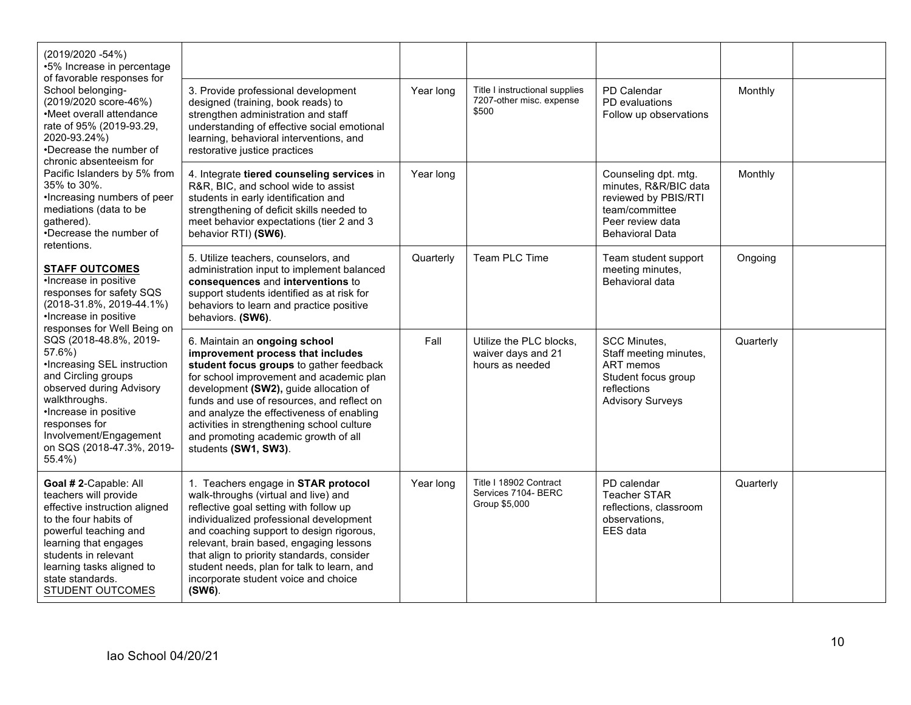| | | | | | | |
|---|---|---|---|---|---|---|
| (2019/2020 -54%)<br>•5% Increase in percentage of favorable responses for School belonging- (2019/2020 score-46%)<br>•Meet overall attendance rate of 95% (2019-93.29, 2020-93.24%)<br>•Decrease the number of chronic absenteeism for Pacific Islanders by 5% from 35% to 30%.<br>•Increasing numbers of peer mediations (data to be gathered).<br>•Decrease the number of retentions.<br><br>**STAFF OUTCOMES**<br>•Increase in positive responses for safety SQS (2018-31.8%, 2019-44.1%)<br>•Increase in positive responses for Well Being on SQS (2018-48.8%, 2019-57.6%)<br>•Increasing SEL instruction and Circling groups observed during Advisory walkthroughs.<br>•Increase in positive responses for Involvement/Engagement on SQS (2018-47.3%, 2019-55.4%) | | | | | | |
| | 3. Provide professional development designed (training, book reads) to strengthen administration and staff understanding of effective social emotional learning, behavioral interventions, and restorative justice practices | Year long | Title I instructional supplies 7207-other misc. expense $500 | PD Calendar<br>PD evaluations<br>Follow up observations | Monthly | |
| | 4. Integrate **tiered counseling services** in R&R, BIC, and school wide to assist students in early identification and strengthening of deficit skills needed to meet behavior expectations (tier 2 and 3 behavior RTI) **(SW6)**. | Year long | | Counseling dpt. mtg. minutes, R&R/BIC data reviewed by PBIS/RTI team/committee<br>Peer review data<br>Behavioral Data | Monthly | |
| | 5. Utilize teachers, counselors, and administration input to implement balanced **consequences** and **interventions** to support students identified as at risk for behaviors to learn and practice positive behaviors. **(SW6)**. | Quarterly | Team PLC Time | Team student support meeting minutes,<br>Behavioral data | Ongoing | |
| | 6. Maintain an **ongoing school improvement process that includes student focus groups** to gather feedback for school improvement and academic plan development **(SW2),** guide allocation of funds and use of resources, and reflect on and analyze the effectiveness of enabling activities in strengthening school culture and promoting academic growth of all students **(SW1, SW3)**. | Fall | Utilize the PLC blocks, waiver days and 21 hours as needed | SCC Minutes,<br>Staff meeting minutes,<br>ART memos<br>Student focus group reflections<br>Advisory Surveys | Quarterly | |
| **Goal # 2**-Capable: All teachers will provide effective instruction aligned to the four habits of powerful teaching and learning that engages students in relevant learning tasks aligned to state standards.<br>STUDENT OUTCOMES | 1. Teachers engage in **STAR protocol** walk-throughs (virtual and live) and reflective goal setting with follow up individualized professional development and coaching support to design rigorous, relevant, brain based, engaging lessons that align to priority standards, consider student needs, plan for talk to learn, and incorporate student voice and choice **(SW6)**. | Year long | Title I 18902 Contract Services 7104- BERC Group $5,000 | PD calendar<br>Teacher STAR reflections, classroom observations,<br>EES data | Quarterly | |

Iao School 04/20/21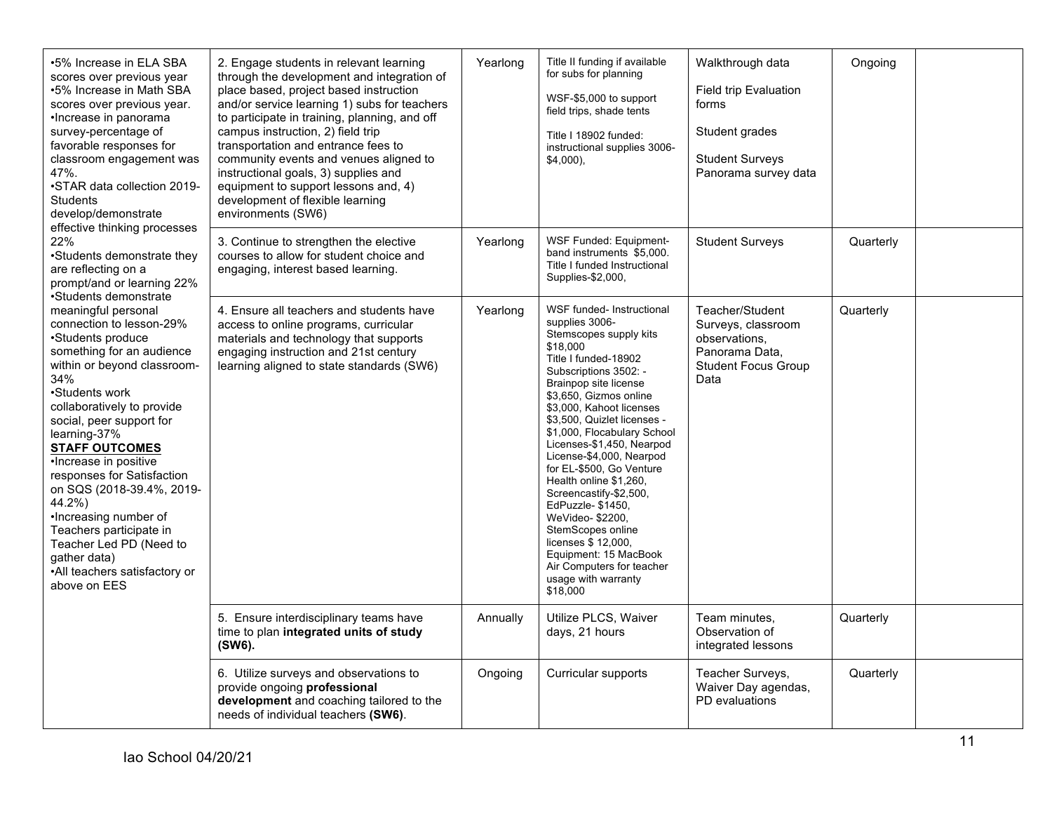| | | | | | | |
|---|---|---|---|---|---|---|
| •5% Increase in ELA SBA scores over previous year<br>•5% Increase in Math SBA scores over previous year.<br>•Increase in panorama survey-percentage of favorable responses for classroom engagement was 47%.<br>•STAR data collection 2019-Students develop/demonstrate effective thinking processes 22%<br>•Students demonstrate they are reflecting on a prompt/and or learning 22%<br>•Students demonstrate meaningful personal connection to lesson-29%<br>•Students produce something for an audience within or beyond classroom-34%<br>•Students work collaboratively to provide social, peer support for learning-37%<br>**STAFF OUTCOMES**<br>•Increase in positive responses for Satisfaction on SQS (2018-39.4%, 2019-44.2%)<br>•Increasing number of Teachers participate in Teacher Led PD (Need to gather data)<br>•All teachers satisfactory or above on EES | 2. Engage students in relevant learning through the development and integration of place based, project based instruction and/or service learning 1) subs for teachers to participate in training, planning, and off campus instruction, 2) field trip transportation and entrance fees to community events and venues aligned to instructional goals, 3) supplies and equipment to support lessons and, 4) development of flexible learning environments (SW6) | Yearlong | Title II funding if available for subs for planning<br><br>WSF-$5,000 to support field trips, shade tents<br><br>Title I 18902 funded: instructional supplies 3006-$4,000), | Walkthrough data<br><br>Field trip Evaluation forms<br><br>Student grades<br><br>Student Surveys Panorama survey data | Ongoing | |
| | 3. Continue to strengthen the elective courses to allow for student choice and engaging, interest based learning. | Yearlong | WSF Funded: Equipment-band instruments $5,000. Title I funded Instructional Supplies-$2,000, | Student Surveys | Quarterly | |
| | 4. Ensure all teachers and students have access to online programs, curricular materials and technology that supports engaging instruction and 21st century learning aligned to state standards (SW6) | Yearlong | WSF funded- Instructional supplies 3006-Stemscopes supply kits $18,000<br>Title I funded-18902 Subscriptions 3502: -Brainpop site license $3,650, Gizmos online $3,000, Kahoot licenses $3,500, Quizlet licenses -$1,000, Flocabulary School Licenses-$1,450, Nearpod License-$4,000, Nearpod for EL-$500, Go Venture Health online $1,260, Screencastify-$2,500, EdPuzzle- $1450, WeVideo- $2200, StemScopes online licenses $ 12,000, Equipment: 15 MacBook Air Computers for teacher usage with warranty $18,000 | Teacher/Student Surveys, classroom observations, Panorama Data, Student Focus Group Data | Quarterly | |
| | 5. Ensure interdisciplinary teams have time to plan **integrated units of study (SW6).** | Annually | Utilize PLCS, Waiver days, 21 hours | Team minutes, Observation of integrated lessons | Quarterly | |
| | 6. Utilize surveys and observations to provide ongoing **professional development** and coaching tailored to the needs of individual teachers **(SW6)**. | Ongoing | Curricular supports | Teacher Surveys, Waiver Day agendas, PD evaluations | Quarterly | |

Iao School 04/20/21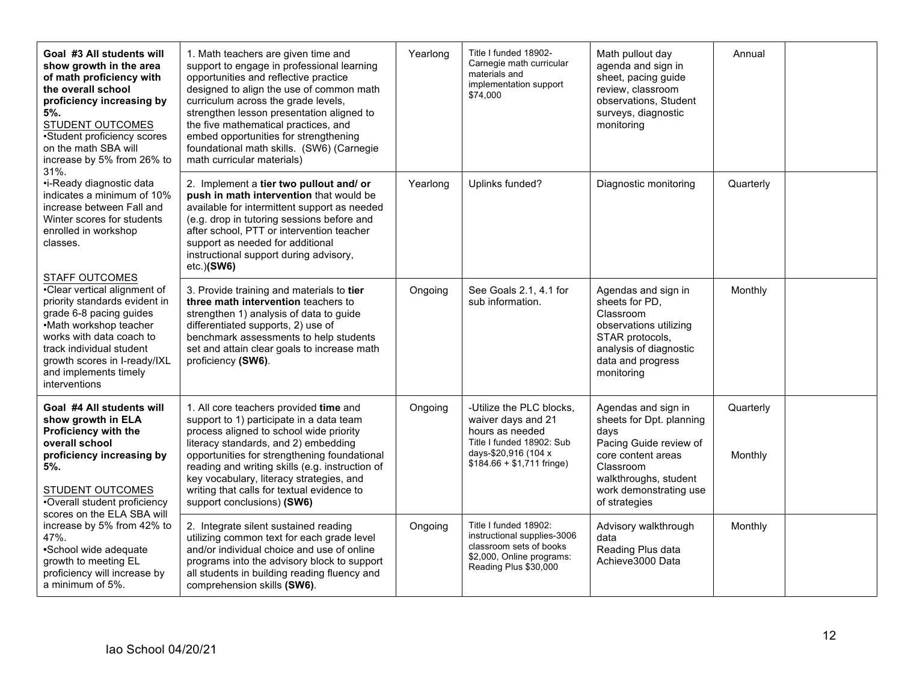| | | | | | | |
|---|---|---|---|---|---|---|
| **Goal #3 All students will show growth in the area of math proficiency with the overall school proficiency increasing by 5%.**<br>STUDENT OUTCOMES<br>•Student proficiency scores on the math SBA will increase by 5% from 26% to 31%.<br>•i-Ready diagnostic data indicates a minimum of 10% increase between Fall and Winter scores for students enrolled in workshop classes.<br><br>STAFF OUTCOMES<br>•Clear vertical alignment of priority standards evident in grade 6-8 pacing guides<br>•Math workshop teacher works with data coach to track individual student growth scores in I-ready/IXL and implements timely interventions | 1. Math teachers are given time and support to engage in professional learning opportunities and reflective practice designed to align the use of common math curriculum across the grade levels, strengthen lesson presentation aligned to the five mathematical practices, and embed opportunities for strengthening foundational math skills. (SW6) (Carnegie math curricular materials) | Yearlong | Title I funded 18902- Carnegie math curricular materials and implementation support $74,000 | Math pullout day agenda and sign in sheet, pacing guide review, classroom observations, Student surveys, diagnostic monitoring | Annual | |
| | 2. Implement a **tier two pullout and/ or push in math intervention** that would be available for intermittent support as needed (e.g. drop in tutoring sessions before and after school, PTT or intervention teacher support as needed for additional instructional support during advisory, etc.)**(SW6)** | Yearlong | Uplinks funded? | Diagnostic monitoring | Quarterly | |
| | 3. Provide training and materials to **tier three math intervention** teachers to strengthen 1) analysis of data to guide differentiated supports, 2) use of benchmark assessments to help students set and attain clear goals to increase math proficiency **(SW6)**. | Ongoing | See Goals 2.1, 4.1 for sub information. | Agendas and sign in sheets for PD, Classroom observations utilizing STAR protocols, analysis of diagnostic data and progress monitoring | Monthly | |
| **Goal #4 All students will show growth in ELA Proficiency with the overall school proficiency increasing by 5%.**<br><br>STUDENT OUTCOMES<br>•Overall student proficiency scores on the ELA SBA will increase by 5% from 42% to 47%.<br>•School wide adequate growth to meeting EL proficiency will increase by a minimum of 5%. | 1. All core teachers provided **time** and support to 1) participate in a data team process aligned to school wide priority literacy standards, and 2) embedding opportunities for strengthening foundational reading and writing skills (e.g. instruction of key vocabulary, literacy strategies, and writing that calls for textual evidence to support conclusions) **(SW6)** | Ongoing | -Utilize the PLC blocks, waiver days and 21 hours as needed<br>Title I funded 18902: Sub days-$20,916 (104 x $184.66 + $1,711 fringe) | Agendas and sign in sheets for Dpt. planning days<br>Pacing Guide review of core content areas<br>Classroom walkthroughs, student work demonstrating use of strategies | Quarterly<br><br>Monthly | |
| | 2. Integrate silent sustained reading utilizing common text for each grade level and/or individual choice and use of online programs into the advisory block to support all students in building reading fluency and comprehension skills **(SW6)**. | Ongoing | Title I funded 18902: instructional supplies-3006 classroom sets of books $2,000, Online programs: Reading Plus $30,000 | Advisory walkthrough data<br>Reading Plus data<br>Achieve3000 Data | Monthly | |

Iao School 04/20/21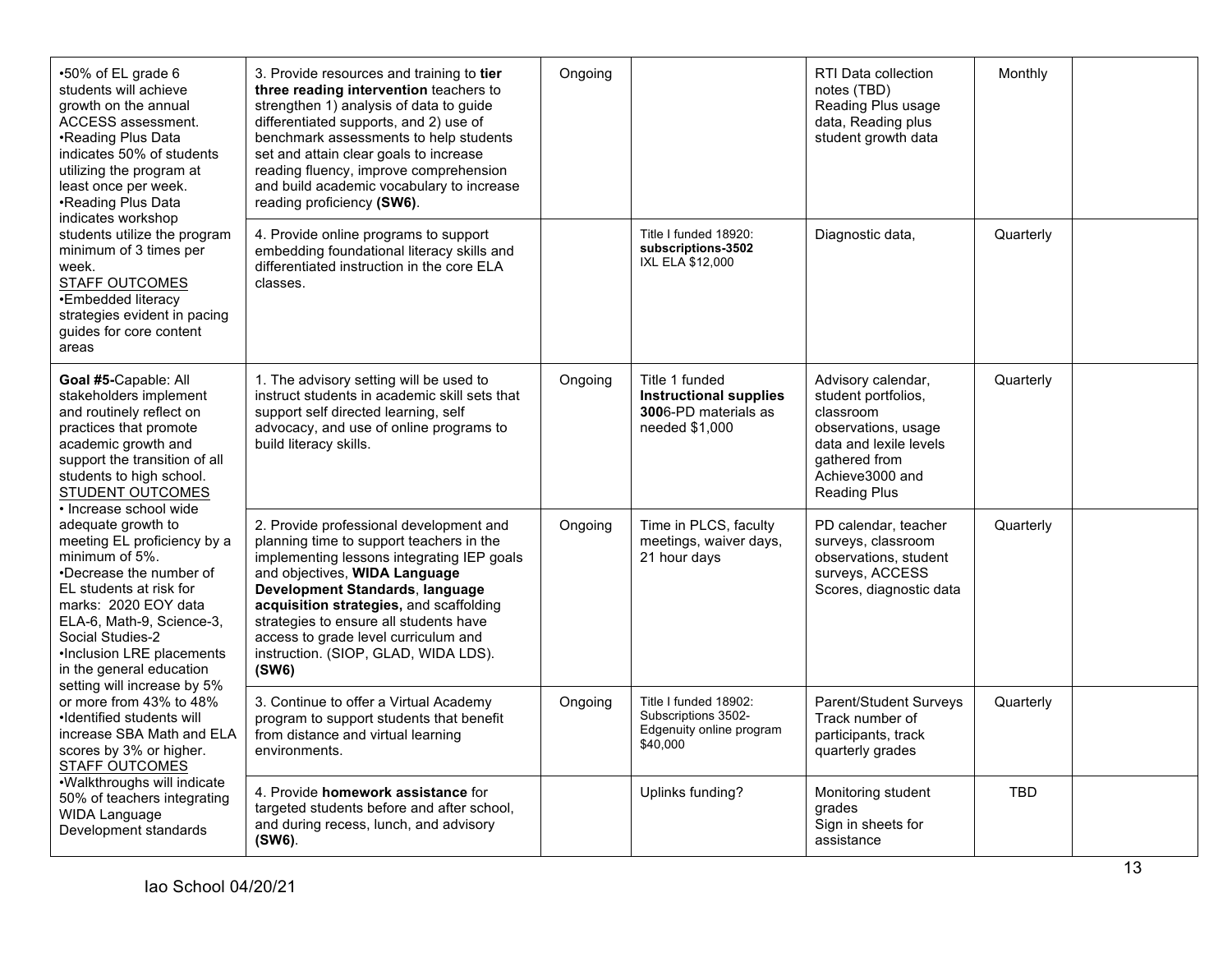| | | | | | | |
|---|---|---|---|---|---|---|
| •50% of EL grade 6 students will achieve growth on the annual ACCESS assessment.<br>•Reading Plus Data indicates 50% of students utilizing the program at least once per week.<br>•Reading Plus Data indicates workshop students utilize the program minimum of 3 times per week.<br><u>STAFF OUTCOMES</u><br>•Embedded literacy strategies evident in pacing guides for core content areas | 3. Provide resources and training to **tier three reading intervention** teachers to strengthen 1) analysis of data to guide differentiated supports, and 2) use of benchmark assessments to help students set and attain clear goals to increase reading fluency, improve comprehension and build academic vocabulary to increase reading proficiency **(SW6)**. | Ongoing | | RTI Data collection notes (TBD)<br>Reading Plus usage data, Reading plus student growth data | Monthly | |
| | 4. Provide online programs to support embedding foundational literacy skills and differentiated instruction in the core ELA classes. | | Title I funded 18920: **subscriptions-3502** IXL ELA $12,000 | Diagnostic data, | Quarterly | |
| **Goal #5-**Capable: All stakeholders implement and routinely reflect on practices that promote academic growth and support the transition of all students to high school.<br><u>STUDENT OUTCOMES</u><br>• Increase school wide adequate growth to meeting EL proficiency by a minimum of 5%.<br>•Decrease the number of EL students at risk for marks: 2020 EOY data ELA-6, Math-9, Science-3, Social Studies-2<br>•Inclusion LRE placements in the general education setting will increase by 5% or more from 43% to 48%<br>•Identified students will increase SBA Math and ELA scores by 3% or higher.<br><u>STAFF OUTCOMES</u><br>•Walkthroughs will indicate 50% of teachers integrating WIDA Language Development standards | 1. The advisory setting will be used to instruct students in academic skill sets that support self directed learning, self advocacy, and use of online programs to build literacy skills. | Ongoing | Title 1 funded **Instructional supplies 300**6-PD materials as needed $1,000 | Advisory calendar, student portfolios, classroom observations, usage data and lexile levels gathered from Achieve3000 and Reading Plus | Quarterly | |
| | 2. Provide professional development and planning time to support teachers in the implementing lessons integrating IEP goals and objectives, **WIDA Language Development Standards**, **language acquisition strategies,** and scaffolding strategies to ensure all students have access to grade level curriculum and instruction. (SIOP, GLAD, WIDA LDS). **(SW6)** | Ongoing | Time in PLCS, faculty meetings, waiver days, 21 hour days | PD calendar, teacher surveys, classroom observations, student surveys, ACCESS Scores, diagnostic data | Quarterly | |
| | 3. Continue to offer a Virtual Academy program to support students that benefit from distance and virtual learning environments. | Ongoing | Title I funded 18902: Subscriptions 3502- Edgenuity online program $40,000 | Parent/Student Surveys Track number of participants, track quarterly grades | Quarterly | |
| | 4. Provide **homework assistance** for targeted students before and after school, and during recess, lunch, and advisory **(SW6)**. | | Uplinks funding? | Monitoring student grades<br>Sign in sheets for assistance | TBD | |

Iao School 04/20/21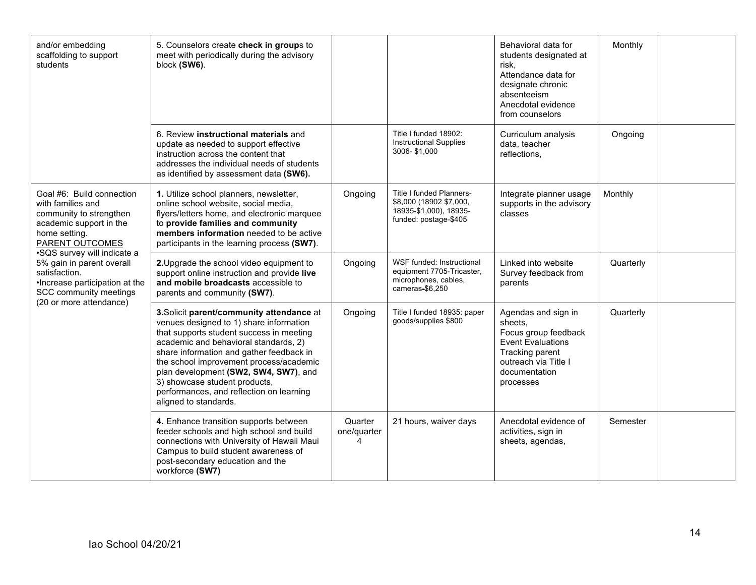|  |  |  |  |  |  |  |
|---|---|---|---|---|---|---|
| and/or embedding scaffolding to support students | 5. Counselors create **check in group**s to meet with periodically during the advisory block **(SW6)**. |  |  | Behavioral data for students designated at risk,<br>Attendance data for designate chronic absenteeism<br>Anecdotal evidence from counselors | Monthly |  |
|  | 6. Review **instructional materials** and update as needed to support effective instruction across the content that addresses the individual needs of students as identified by assessment data **(SW6).** |  | Title I funded 18902: Instructional Supplies 3006- $1,000 | Curriculum analysis data, teacher reflections, | Ongoing |  |
| Goal #6: Build connection with families and community to strengthen academic support in the home setting.<br>PARENT OUTCOMES<br>•SQS survey will indicate a 5% gain in parent overall satisfaction.<br>•Increase participation at the SCC community meetings (20 or more attendance) | **1.** Utilize school planners, newsletter, online school website, social media, flyers/letters home, and electronic marquee to **provide families and community members information** needed to be active participants in the learning process **(SW7)**. | Ongoing | Title I funded Planners- $8,000 (18902 $7,000, 18935-$1,000), 18935- funded: postage-$405 | Integrate planner usage supports in the advisory classes | Monthly |  |
|  | **2.**Upgrade the school video equipment to support online instruction and provide **live and mobile broadcasts** accessible to parents and community **(SW7)**. | Ongoing | WSF funded: Instructional equipment 7705-Tricaster, microphones, cables, cameras-$6,250 | Linked into website<br>Survey feedback from parents | Quarterly |  |
|  | **3.**Solicit **parent/community attendance** at venues designed to 1) share information that supports student success in meeting academic and behavioral standards, 2) share information and gather feedback in the school improvement process/academic plan development **(SW2, SW4, SW7)**, and 3) showcase student products, performances, and reflection on learning aligned to standards. | Ongoing | Title I funded 18935: paper goods/supplies $800 | Agendas and sign in sheets,<br>Focus group feedback<br>Event Evaluations<br>Tracking parent outreach via Title I documentation processes | Quarterly |  |
|  | **4.** Enhance transition supports between feeder schools and high school and build connections with University of Hawaii Maui Campus to build student awareness of post-secondary education and the workforce **(SW7)** | Quarter one/quarter 4 | 21 hours, waiver days | Anecdotal evidence of activities, sign in sheets, agendas, | Semester |  |

Iao School 04/20/21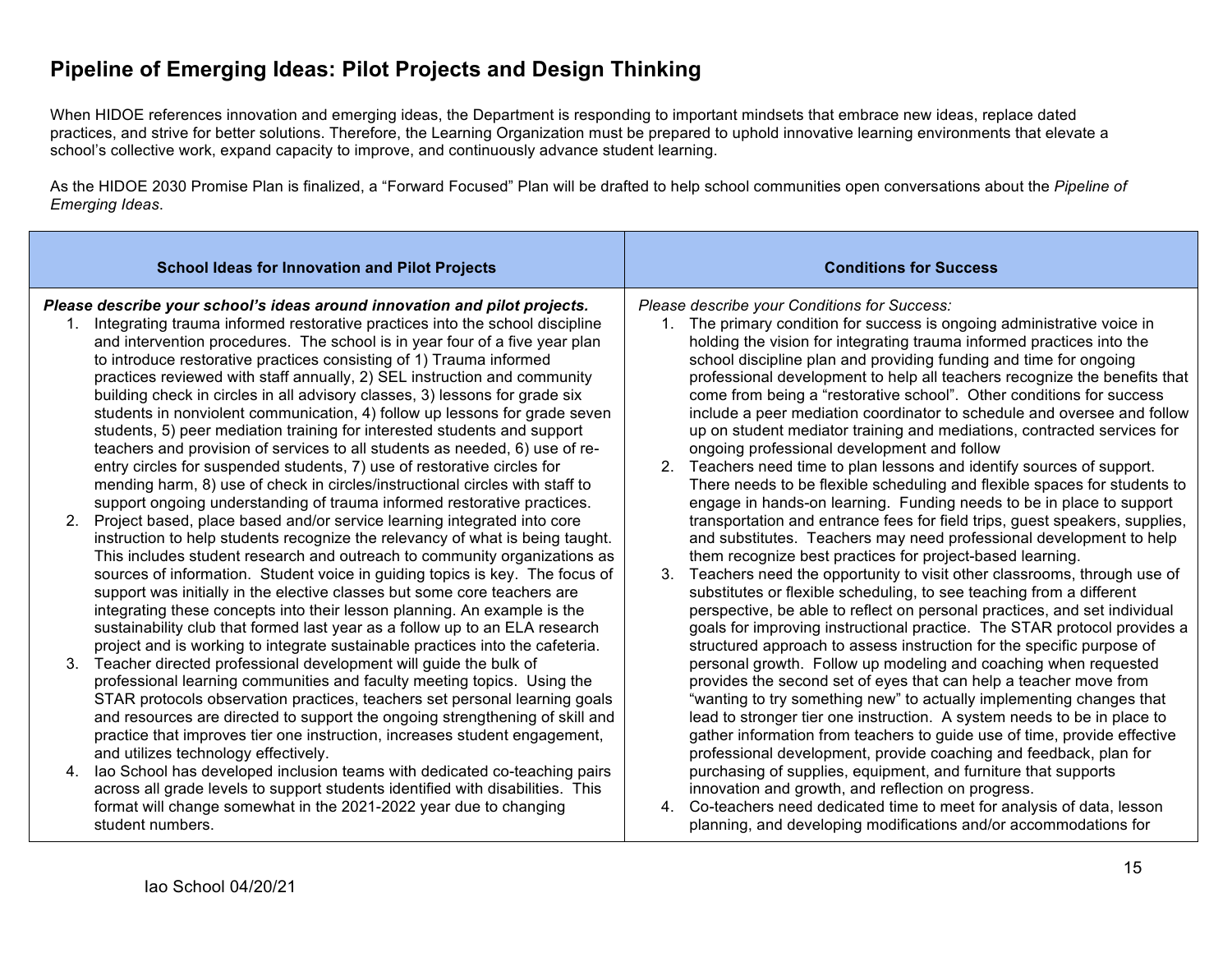# Pipeline of Emerging Ideas: Pilot Projects and Design Thinking

When HIDOE references innovation and emerging ideas, the Department is responding to important mindsets that embrace new ideas, replace dated practices, and strive for better solutions. Therefore, the Learning Organization must be prepared to uphold innovative learning environments that elevate a school's collective work, expand capacity to improve, and continuously advance student learning.

As the HIDOE 2030 Promise Plan is finalized, a "Forward Focused" Plan will be drafted to help school communities open conversations about the *Pipeline of Emerging Ideas*.

| School Ideas for Innovation and Pilot Projects | Conditions for Success |
|---|---|
| ***Please describe your school's ideas around innovation and pilot projects.***<br>1. Integrating trauma informed restorative practices into the school discipline and intervention procedures. The school is in year four of a five year plan to introduce restorative practices consisting of 1) Trauma informed practices reviewed with staff annually, 2) SEL instruction and community building check in circles in all advisory classes, 3) lessons for grade six students in nonviolent communication, 4) follow up lessons for grade seven students, 5) peer mediation training for interested students and support teachers and provision of services to all students as needed, 6) use of re-entry circles for suspended students, 7) use of restorative circles for mending harm, 8) use of check in circles/instructional circles with staff to support ongoing understanding of trauma informed restorative practices.<br>2. Project based, place based and/or service learning integrated into core instruction to help students recognize the relevancy of what is being taught. This includes student research and outreach to community organizations as sources of information. Student voice in guiding topics is key. The focus of support was initially in the elective classes but some core teachers are integrating these concepts into their lesson planning. An example is the sustainability club that formed last year as a follow up to an ELA research project and is working to integrate sustainable practices into the cafeteria.<br>3. Teacher directed professional development will guide the bulk of professional learning communities and faculty meeting topics. Using the STAR protocols observation practices, teachers set personal learning goals and resources are directed to support the ongoing strengthening of skill and practice that improves tier one instruction, increases student engagement, and utilizes technology effectively.<br>4. Iao School has developed inclusion teams with dedicated co-teaching pairs across all grade levels to support students identified with disabilities. This format will change somewhat in the 2021-2022 year due to changing student numbers. | *Please describe your Conditions for Success:*<br>1. The primary condition for success is ongoing administrative voice in holding the vision for integrating trauma informed practices into the school discipline plan and providing funding and time for ongoing professional development to help all teachers recognize the benefits that come from being a "restorative school". Other conditions for success include a peer mediation coordinator to schedule and oversee and follow up on student mediator training and mediations, contracted services for ongoing professional development and follow<br>2. Teachers need time to plan lessons and identify sources of support. There needs to be flexible scheduling and flexible spaces for students to engage in hands-on learning. Funding needs to be in place to support transportation and entrance fees for field trips, guest speakers, supplies, and substitutes. Teachers may need professional development to help them recognize best practices for project-based learning.<br>3. Teachers need the opportunity to visit other classrooms, through use of substitutes or flexible scheduling, to see teaching from a different perspective, be able to reflect on personal practices, and set individual goals for improving instructional practice. The STAR protocol provides a structured approach to assess instruction for the specific purpose of personal growth. Follow up modeling and coaching when requested provides the second set of eyes that can help a teacher move from "wanting to try something new" to actually implementing changes that lead to stronger tier one instruction. A system needs to be in place to gather information from teachers to guide use of time, provide effective professional development, provide coaching and feedback, plan for purchasing of supplies, equipment, and furniture that supports innovation and growth, and reflection on progress.<br>4. Co-teachers need dedicated time to meet for analysis of data, lesson planning, and developing modifications and/or accommodations for |

Iao School 04/20/21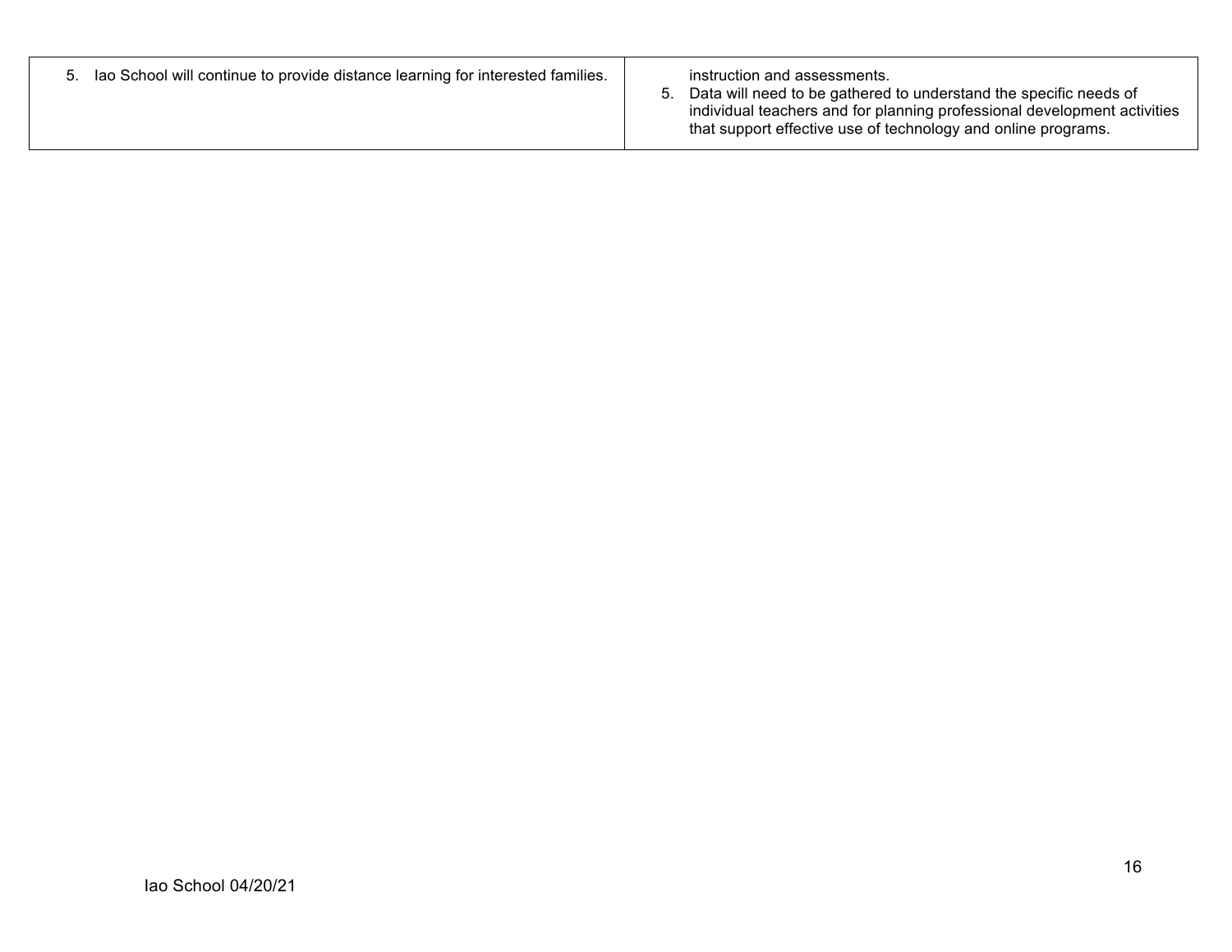| | |
|---|---|
| 5. Iao School will continue to provide distance learning for interested families. | instruction and assessments.<br>5. Data will need to be gathered to understand the specific needs of individual teachers and for planning professional development activities that support effective use of technology and online programs. |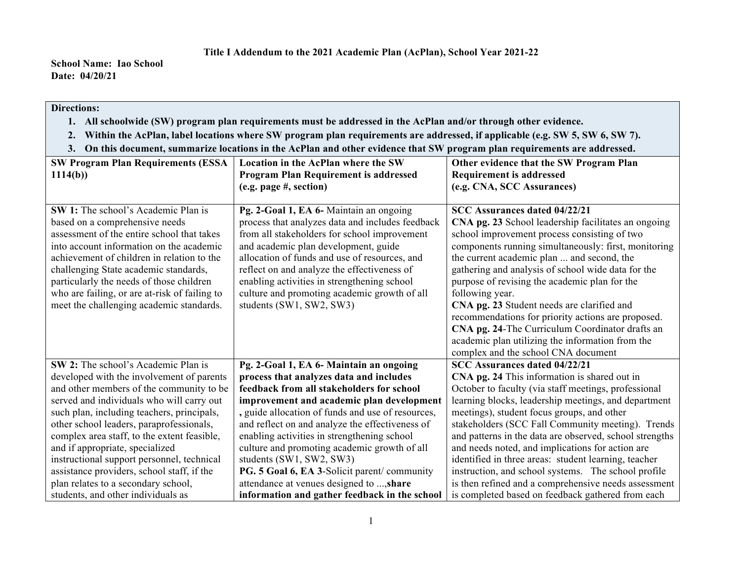**Title I Addendum to the 2021 Academic Plan (AcPlan), School Year 2021-22**

**School Name: Iao School**
**Date: 04/20/21**

| **Directions:**<br>1. **All schoolwide (SW) program plan requirements must be addressed in the AcPlan and/or through other evidence.**<br>2. **Within the AcPlan, label locations where SW program plan requirements are addressed, if applicable (e.g. SW 5, SW 6, SW 7).**<br>3. **On this document, summarize locations in the AcPlan and other evidence that SW program plan requirements are addressed.** | | |
|---|---|---|
| **SW Program Plan Requirements (ESSA 1114(b))** | **Location in the AcPlan where the SW Program Plan Requirement is addressed (e.g. page #, section)** | **Other evidence that the SW Program Plan Requirement is addressed (e.g. CNA, SCC Assurances)** |
| **SW 1:** The school's Academic Plan is based on a comprehensive needs assessment of the entire school that takes into account information on the academic achievement of children in relation to the challenging State academic standards, particularly the needs of those children who are failing, or are at-risk of failing to meet the challenging academic standards. | **Pg. 2-Goal 1, EA 6-** Maintain an ongoing process that analyzes data and includes feedback from all stakeholders for school improvement and academic plan development, guide allocation of funds and use of resources, and reflect on and analyze the effectiveness of enabling activities in strengthening school culture and promoting academic growth of all students (SW1, SW2, SW3) | **SCC Assurances dated 04/22/21**<br>**CNA pg. 23** School leadership facilitates an ongoing school improvement process consisting of two components running simultaneously: first, monitoring the current academic plan ... and second, the gathering and analysis of school wide data for the purpose of revising the academic plan for the following year.<br>**CNA pg. 23** Student needs are clarified and recommendations for priority actions are proposed.<br>**CNA pg. 24**-The Curriculum Coordinator drafts an academic plan utilizing the information from the complex and the school CNA document |
| **SW 2:** The school's Academic Plan is developed with the involvement of parents and other members of the community to be served and individuals who will carry out such plan, including teachers, principals, other school leaders, paraprofessionals, complex area staff, to the extent feasible, and if appropriate, specialized instructional support personnel, technical assistance providers, school staff, if the plan relates to a secondary school, students, and other individuals as | **Pg. 2-Goal 1, EA 6- Maintain an ongoing process that analyzes data and includes feedback from all stakeholders for school improvement and academic plan development ,** guide allocation of funds and use of resources, and reflect on and analyze the effectiveness of enabling activities in strengthening school culture and promoting academic growth of all students (SW1, SW2, SW3)<br>**PG. 5 Goal 6, EA 3**-Solicit parent/ community attendance at venues designed to ...,**share information and gather feedback in the school** | **SCC Assurances dated 04/22/21**<br>**CNA pg. 24** This information is shared out in October to faculty (via staff meetings, professional learning blocks, leadership meetings, and department meetings), student focus groups, and other stakeholders (SCC Fall Community meeting). Trends and patterns in the data are observed, school strengths and needs noted, and implications for action are identified in three areas: student learning, teacher instruction, and school systems. The school profile is then refined and a comprehensive needs assessment is completed based on feedback gathered from each |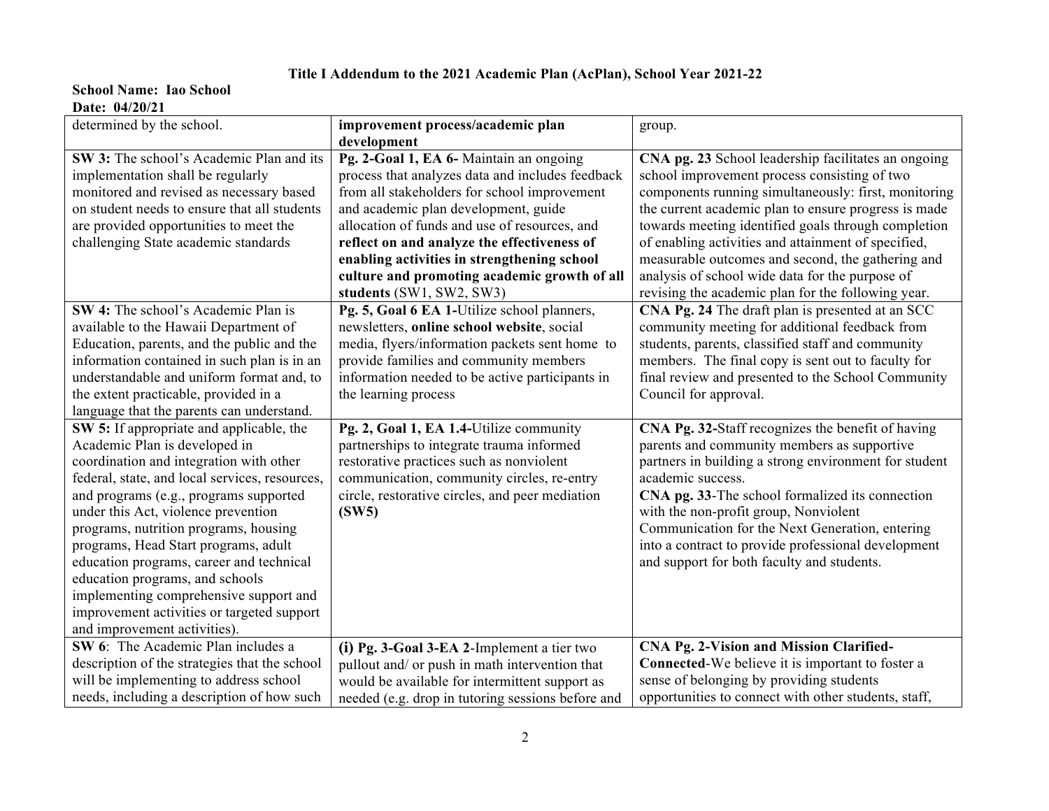**Title I Addendum to the 2021 Academic Plan (AcPlan), School Year 2021-22**

**School Name: Iao School**
**Date: 04/20/21**

| | | |
|---|---|---|
| determined by the school. | **improvement process/academic plan development** | group. |
| **SW 3:** The school's Academic Plan and its implementation shall be regularly monitored and revised as necessary based on student needs to ensure that all students are provided opportunities to meet the challenging State academic standards | **Pg. 2-Goal 1, EA 6-** Maintain an ongoing process that analyzes data and includes feedback from all stakeholders for school improvement and academic plan development, guide allocation of funds and use of resources, and **reflect on and analyze the effectiveness of enabling activities in strengthening school culture and promoting academic growth of all students** (SW1, SW2, SW3) | **CNA pg. 23** School leadership facilitates an ongoing school improvement process consisting of two components running simultaneously: first, monitoring the current academic plan to ensure progress is made towards meeting identified goals through completion of enabling activities and attainment of specified, measurable outcomes and second, the gathering and analysis of school wide data for the purpose of revising the academic plan for the following year. |
| **SW 4:** The school's Academic Plan is available to the Hawaii Department of Education, parents, and the public and the information contained in such plan is in an understandable and uniform format and, to the extent practicable, provided in a language that the parents can understand. | **Pg. 5, Goal 6 EA 1-**Utilize school planners, newsletters, **online school website**, social media, flyers/information packets sent home to provide families and community members information needed to be active participants in the learning process | **CNA Pg. 24** The draft plan is presented at an SCC community meeting for additional feedback from students, parents, classified staff and community members. The final copy is sent out to faculty for final review and presented to the School Community Council for approval. |
| **SW 5:** If appropriate and applicable, the Academic Plan is developed in coordination and integration with other federal, state, and local services, resources, and programs (e.g., programs supported under this Act, violence prevention programs, nutrition programs, housing programs, Head Start programs, adult education programs, career and technical education programs, and schools implementing comprehensive support and improvement activities or targeted support and improvement activities). | **Pg. 2, Goal 1, EA 1.4-**Utilize community partnerships to integrate trauma informed restorative practices such as nonviolent communication, community circles, re-entry circle, restorative circles, and peer mediation **(SW5)** | **CNA Pg. 32-**Staff recognizes the benefit of having parents and community members as supportive partners in building a strong environment for student academic success.<br>**CNA pg. 33**-The school formalized its connection with the non-profit group, Nonviolent Communication for the Next Generation, entering into a contract to provide professional development and support for both faculty and students. |
| **SW 6**: The Academic Plan includes a description of the strategies that the school will be implementing to address school needs, including a description of how such | **(i) Pg. 3-Goal 3-EA 2**-Implement a tier two pullout and/ or push in math intervention that would be available for intermittent support as needed (e.g. drop in tutoring sessions before and | **CNA Pg. 2-Vision and Mission Clarified-Connected**-We believe it is important to foster a sense of belonging by providing students opportunities to connect with other students, staff, |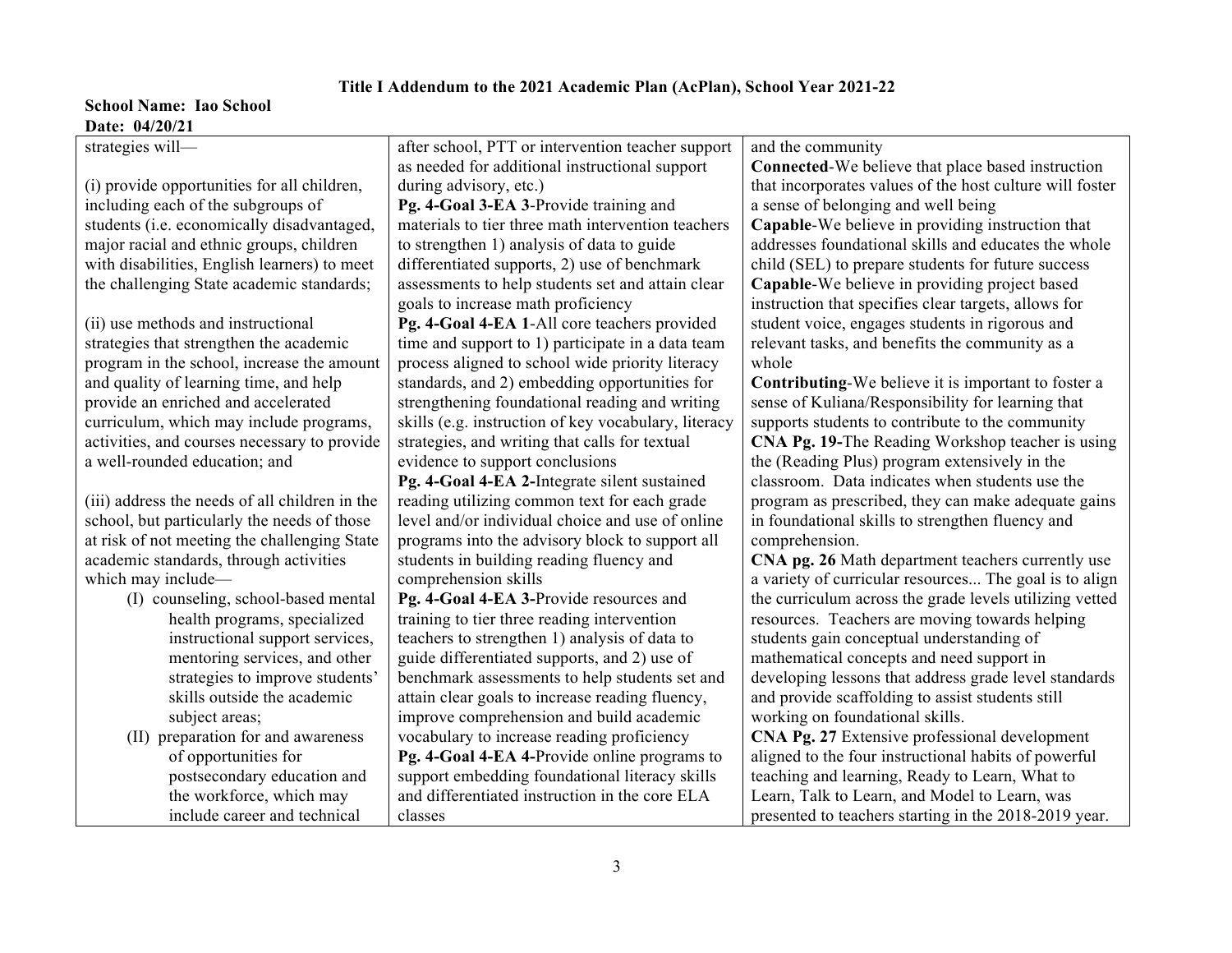**Title I Addendum to the 2021 Academic Plan (AcPlan), School Year 2021-22**

**School Name: Iao School**
**Date: 04/20/21**

| | | |
|---|---|---|
| strategies will—<br><br>(i) provide opportunities for all children, including each of the subgroups of students (i.e. economically disadvantaged, major racial and ethnic groups, children with disabilities, English learners) to meet the challenging State academic standards;<br><br>(ii) use methods and instructional strategies that strengthen the academic program in the school, increase the amount and quality of learning time, and help provide an enriched and accelerated curriculum, which may include programs, activities, and courses necessary to provide a well-rounded education; and<br><br>(iii) address the needs of all children in the school, but particularly the needs of those at risk of not meeting the challenging State academic standards, through activities which may include—<br>(I) counseling, school-based mental health programs, specialized instructional support services, mentoring services, and other strategies to improve students' skills outside the academic subject areas;<br>(II) preparation for and awareness of opportunities for postsecondary education and the workforce, which may include career and technical | after school, PTT or intervention teacher support as needed for additional instructional support during advisory, etc.)<br>**Pg. 4-Goal 3-EA 3**-Provide training and materials to tier three math intervention teachers to strengthen 1) analysis of data to guide differentiated supports, 2) use of benchmark assessments to help students set and attain clear goals to increase math proficiency<br>**Pg. 4-Goal 4-EA 1**-All core teachers provided time and support to 1) participate in a data team process aligned to school wide priority literacy standards, and 2) embedding opportunities for strengthening foundational reading and writing skills (e.g. instruction of key vocabulary, literacy strategies, and writing that calls for textual evidence to support conclusions<br>**Pg. 4-Goal 4-EA 2-**Integrate silent sustained reading utilizing common text for each grade level and/or individual choice and use of online programs into the advisory block to support all students in building reading fluency and comprehension skills<br>**Pg. 4-Goal 4-EA 3-**Provide resources and training to tier three reading intervention teachers to strengthen 1) analysis of data to guide differentiated supports, and 2) use of benchmark assessments to help students set and attain clear goals to increase reading fluency, improve comprehension and build academic vocabulary to increase reading proficiency<br>**Pg. 4-Goal 4-EA 4-**Provide online programs to support embedding foundational literacy skills and differentiated instruction in the core ELA classes | and the community<br>**Connected**-We believe that place based instruction that incorporates values of the host culture will foster a sense of belonging and well being<br>**Capable**-We believe in providing instruction that addresses foundational skills and educates the whole child (SEL) to prepare students for future success<br>**Capable**-We believe in providing project based instruction that specifies clear targets, allows for student voice, engages students in rigorous and relevant tasks, and benefits the community as a whole<br>**Contributing**-We believe it is important to foster a sense of Kuliana/Responsibility for learning that supports students to contribute to the community<br>**CNA Pg. 19-**The Reading Workshop teacher is using the (Reading Plus) program extensively in the classroom. Data indicates when students use the program as prescribed, they can make adequate gains in foundational skills to strengthen fluency and comprehension.<br>**CNA pg. 26** Math department teachers currently use a variety of curricular resources... The goal is to align the curriculum across the grade levels utilizing vetted resources. Teachers are moving towards helping students gain conceptual understanding of mathematical concepts and need support in developing lessons that address grade level standards and provide scaffolding to assist students still working on foundational skills.<br>**CNA Pg. 27** Extensive professional development aligned to the four instructional habits of powerful teaching and learning, Ready to Learn, What to Learn, Talk to Learn, and Model to Learn, was presented to teachers starting in the 2018-2019 year. |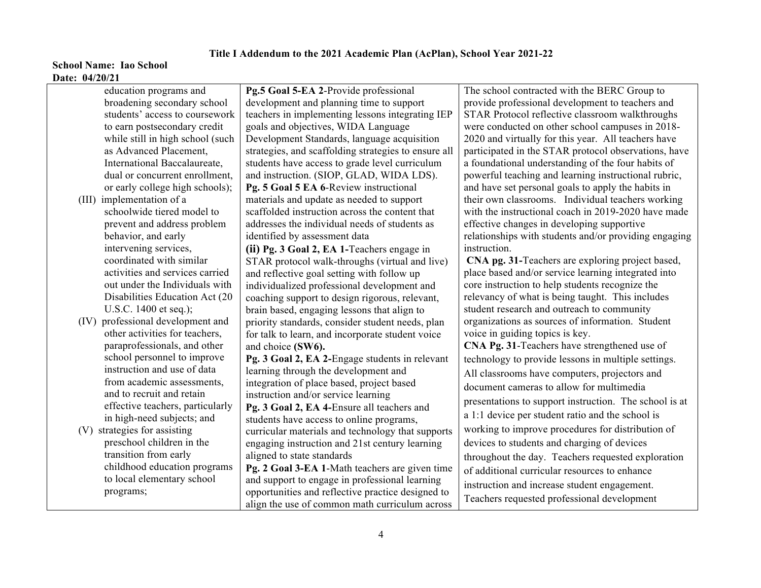**Title I Addendum to the 2021 Academic Plan (AcPlan), School Year 2021-22**

**School Name: Iao School**
**Date: 04/20/21**

| | | |
|---|---|---|
| education programs and broadening secondary school students' access to coursework to earn postsecondary credit while still in high school (such as Advanced Placement, International Baccalaureate, dual or concurrent enrollment, or early college high schools);<br>(III) implementation of a schoolwide tiered model to prevent and address problem behavior, and early intervening services, coordinated with similar activities and services carried out under the Individuals with Disabilities Education Act (20 U.S.C. 1400 et seq.);<br>(IV) professional development and other activities for teachers, paraprofessionals, and other school personnel to improve instruction and use of data from academic assessments, and to recruit and retain effective teachers, particularly in high-need subjects; and<br>(V) strategies for assisting preschool children in the transition from early childhood education programs to local elementary school programs; | **Pg.5 Goal 5-EA 2**-Provide professional development and planning time to support teachers in implementing lessons integrating IEP goals and objectives, WIDA Language Development Standards, language acquisition strategies, and scaffolding strategies to ensure all students have access to grade level curriculum and instruction. (SIOP, GLAD, WIDA LDS).<br>**Pg. 5 Goal 5 EA 6**-Review instructional materials and update as needed to support scaffolded instruction across the content that addresses the individual needs of students as identified by assessment data<br>**(ii) Pg. 3 Goal 2, EA 1-**Teachers engage in STAR protocol walk-throughs (virtual and live) and reflective goal setting with follow up individualized professional development and coaching support to design rigorous, relevant, brain based, engaging lessons that align to priority standards, consider student needs, plan for talk to learn, and incorporate student voice and choice **(SW6).**<br>**Pg. 3 Goal 2, EA 2-**Engage students in relevant learning through the development and integration of place based, project based instruction and/or service learning<br>**Pg. 3 Goal 2, EA 4-**Ensure all teachers and students have access to online programs, curricular materials and technology that supports engaging instruction and 21st century learning aligned to state standards<br>**Pg. 2 Goal 3-EA 1**-Math teachers are given time and support to engage in professional learning opportunities and reflective practice designed to align the use of common math curriculum across | The school contracted with the BERC Group to provide professional development to teachers and STAR Protocol reflective classroom walkthroughs were conducted on other school campuses in 2018-2020 and virtually for this year. All teachers have participated in the STAR protocol observations, have a foundational understanding of the four habits of powerful teaching and learning instructional rubric, and have set personal goals to apply the habits in their own classrooms. Individual teachers working with the instructional coach in 2019-2020 have made effective changes in developing supportive relationships with students and/or providing engaging instruction.<br>**CNA pg. 31-**Teachers are exploring project based, place based and/or service learning integrated into core instruction to help students recognize the relevancy of what is being taught. This includes student research and outreach to community organizations as sources of information. Student voice in guiding topics is key.<br>**CNA Pg. 31**-Teachers have strengthened use of technology to provide lessons in multiple settings. All classrooms have computers, projectors and document cameras to allow for multimedia presentations to support instruction. The school is at a 1:1 device per student ratio and the school is working to improve procedures for distribution of devices to students and charging of devices throughout the day. Teachers requested exploration of additional curricular resources to enhance instruction and increase student engagement. Teachers requested professional development |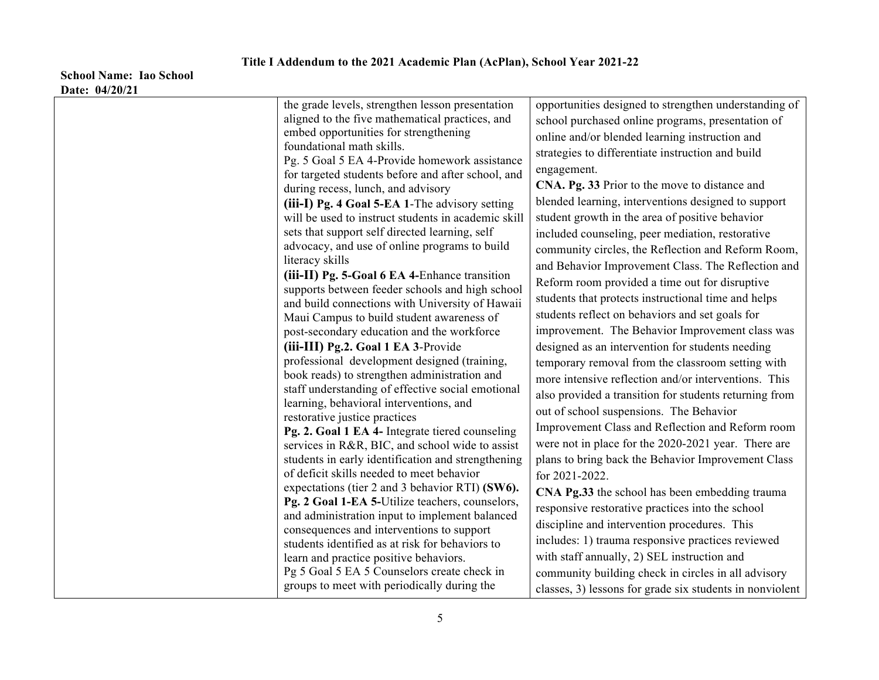**Title I Addendum to the 2021 Academic Plan (AcPlan), School Year 2021-22**

**School Name: Iao School**
**Date: 04/20/21**

| | | |
|---|---|---|
| | the grade levels, strengthen lesson presentation aligned to the five mathematical practices, and embed opportunities for strengthening foundational math skills.<br>Pg. 5 Goal 5 EA 4-Provide homework assistance for targeted students before and after school, and during recess, lunch, and advisory<br>**(iii-I) Pg. 4 Goal 5-EA 1**-The advisory setting will be used to instruct students in academic skill sets that support self directed learning, self advocacy, and use of online programs to build literacy skills<br>**(iii-II) Pg. 5-Goal 6 EA 4-**Enhance transition supports between feeder schools and high school and build connections with University of Hawaii Maui Campus to build student awareness of post-secondary education and the workforce<br>**(iii-III) Pg.2. Goal 1 EA 3**-Provide professional development designed (training, book reads) to strengthen administration and staff understanding of effective social emotional learning, behavioral interventions, and restorative justice practices<br>**Pg. 2. Goal 1 EA 4-** Integrate tiered counseling services in R&R, BIC, and school wide to assist students in early identification and strengthening of deficit skills needed to meet behavior expectations (tier 2 and 3 behavior RTI) **(SW6).**<br>**Pg. 2 Goal 1-EA 5-**Utilize teachers, counselors, and administration input to implement balanced consequences and interventions to support students identified as at risk for behaviors to learn and practice positive behaviors.<br>Pg 5 Goal 5 EA 5 Counselors create check in groups to meet with periodically during the | opportunities designed to strengthen understanding of school purchased online programs, presentation of online and/or blended learning instruction and strategies to differentiate instruction and build engagement.<br>**CNA. Pg. 33** Prior to the move to distance and blended learning, interventions designed to support student growth in the area of positive behavior included counseling, peer mediation, restorative community circles, the Reflection and Reform Room, and Behavior Improvement Class. The Reflection and Reform room provided a time out for disruptive students that protects instructional time and helps students reflect on behaviors and set goals for improvement. The Behavior Improvement class was designed as an intervention for students needing temporary removal from the classroom setting with more intensive reflection and/or interventions. This also provided a transition for students returning from out of school suspensions. The Behavior Improvement Class and Reflection and Reform room were not in place for the 2020-2021 year. There are plans to bring back the Behavior Improvement Class for 2021-2022.<br>**CNA Pg.33** the school has been embedding trauma responsive restorative practices into the school discipline and intervention procedures. This includes: 1) trauma responsive practices reviewed with staff annually, 2) SEL instruction and community building check in circles in all advisory classes, 3) lessons for grade six students in nonviolent |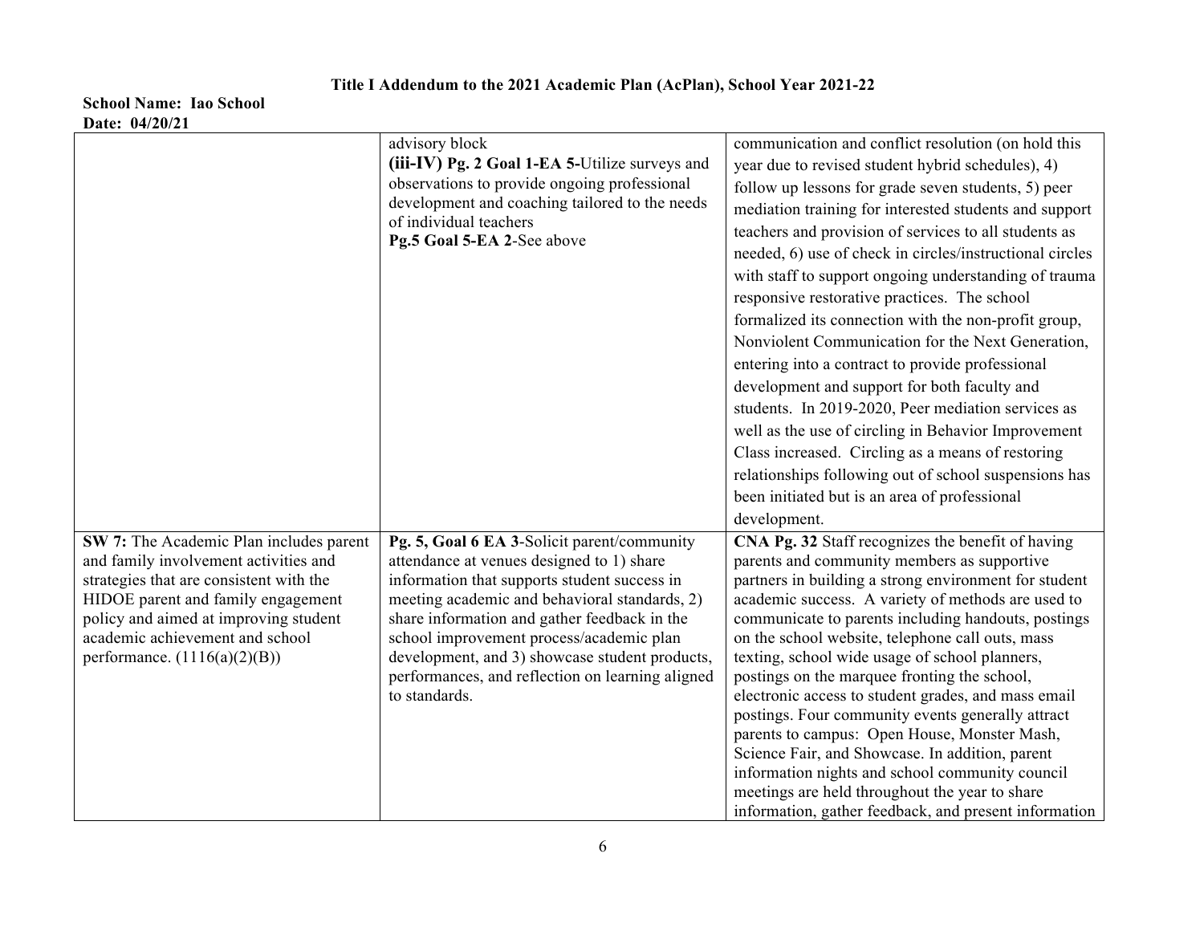**Title I Addendum to the 2021 Academic Plan (AcPlan), School Year 2021-22**

**School Name: Iao School**
**Date: 04/20/21**

| | | |
|---|---|---|
| | advisory block<br>**(iii-IV) Pg. 2 Goal 1-EA 5-**Utilize surveys and observations to provide ongoing professional development and coaching tailored to the needs of individual teachers<br>**Pg.5 Goal 5-EA 2**-See above | communication and conflict resolution (on hold this year due to revised student hybrid schedules), 4) follow up lessons for grade seven students, 5) peer mediation training for interested students and support teachers and provision of services to all students as needed, 6) use of check in circles/instructional circles with staff to support ongoing understanding of trauma responsive restorative practices. The school formalized its connection with the non-profit group, Nonviolent Communication for the Next Generation, entering into a contract to provide professional development and support for both faculty and students. In 2019-2020, Peer mediation services as well as the use of circling in Behavior Improvement Class increased. Circling as a means of restoring relationships following out of school suspensions has been initiated but is an area of professional development. |
| **SW 7:** The Academic Plan includes parent and family involvement activities and strategies that are consistent with the HIDOE parent and family engagement policy and aimed at improving student academic achievement and school performance. (1116(a)(2)(B)) | **Pg. 5, Goal 6 EA 3**-Solicit parent/community attendance at venues designed to 1) share information that supports student success in meeting academic and behavioral standards, 2) share information and gather feedback in the school improvement process/academic plan development, and 3) showcase student products, performances, and reflection on learning aligned to standards. | **CNA Pg. 32** Staff recognizes the benefit of having parents and community members as supportive partners in building a strong environment for student academic success. A variety of methods are used to communicate to parents including handouts, postings on the school website, telephone call outs, mass texting, school wide usage of school planners, postings on the marquee fronting the school, electronic access to student grades, and mass email postings. Four community events generally attract parents to campus: Open House, Monster Mash, Science Fair, and Showcase. In addition, parent information nights and school community council meetings are held throughout the year to share information, gather feedback, and present information |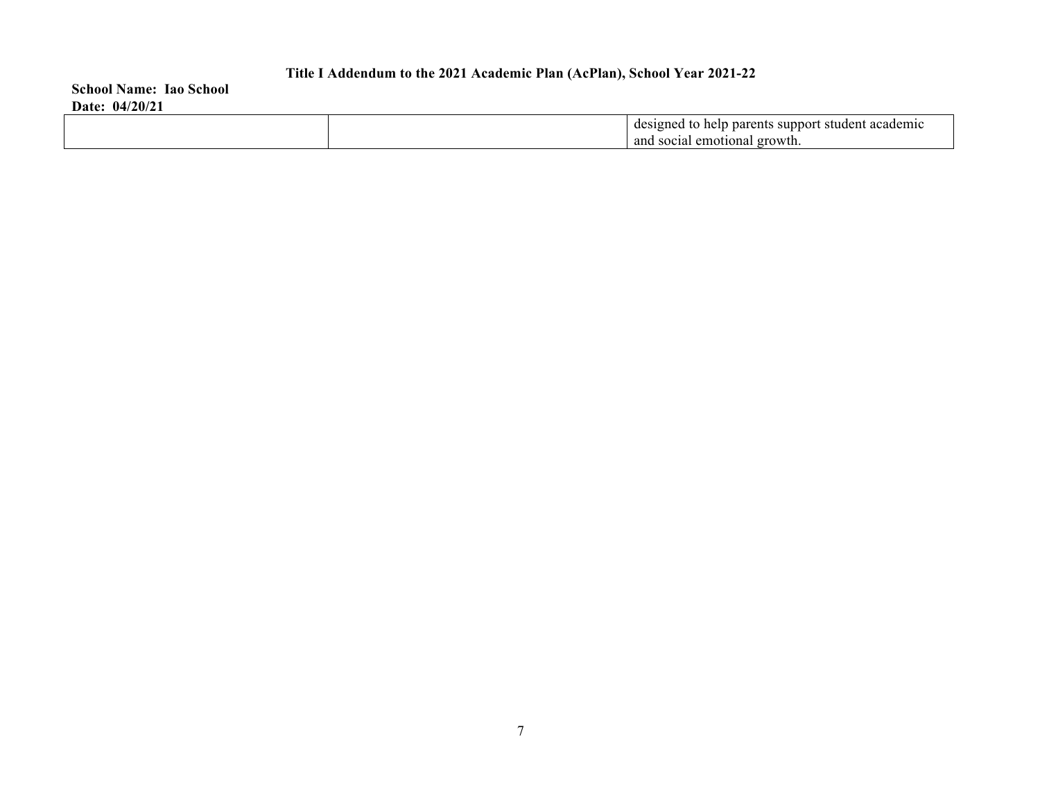**Title I Addendum to the 2021 Academic Plan (AcPlan), School Year 2021-22**

**School Name: Iao School**

**Date: 04/20/21**

| | | |
|---|---|---|
| | | designed to help parents support student academic and social emotional growth. |